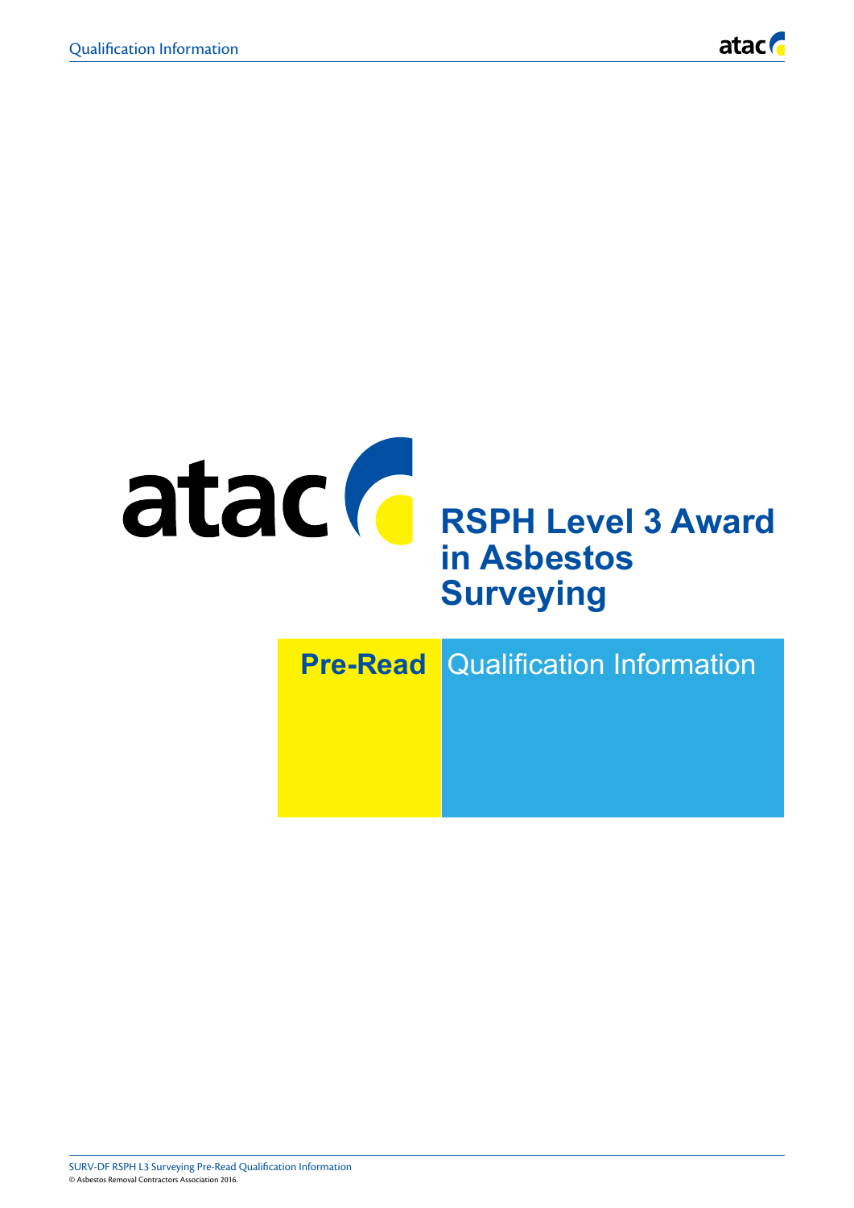# RSPH Level 3 Award in Asbestos Surveying

**Pre-Read** Qualification Information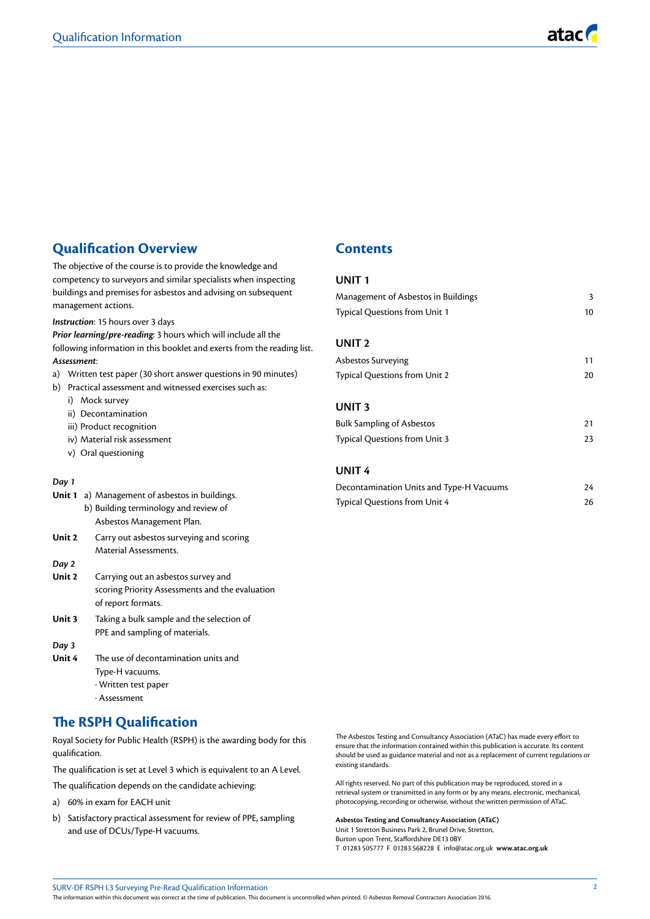## Qualification Overview

The objective of the course is to provide the knowledge and competency to surveyors and similar specialists when inspecting buildings and premises for asbestos and advising on subsequent management actions.

***Instruction***: 15 hours over 3 days

***Prior learning/pre-reading***: 3 hours which will include all the following information in this booklet and exerts from the reading list.

***Assessment***:

a) Written test paper (30 short answer questions in 90 minutes)

b) Practical assessment and witnessed exercises such as:

   i) Mock survey

   ii) Decontamination

   iii) Product recognition

   iv) Material risk assessment

   v) Oral questioning

*Day 1*

**Unit 1** a) Management of asbestos in buildings.
b) Building terminology and review of Asbestos Management Plan.

**Unit 2** Carry out asbestos surveying and scoring Material Assessments.

*Day 2*

**Unit 2** Carrying out an asbestos survey and scoring Priority Assessments and the evaluation of report formats.

**Unit 3** Taking a bulk sample and the selection of PPE and sampling of materials.

*Day 3*

**Unit 4** The use of decontamination units and Type-H vacuums.
· Written test paper
· Assessment

## The RSPH Qualification

Royal Society for Public Health (RSPH) is the awarding body for this qualification.

The qualification is set at Level 3 which is equivalent to an A Level.

The qualification depends on the candidate achieving:

a) 60% in exam for EACH unit

b) Satisfactory practical assessment for review of PPE, sampling and use of DCUs/Type-H vacuums.

## Contents

### UNIT 1

| | |
|---|---|
| Management of Asbestos in Buildings | 3 |
| Typical Questions from Unit 1 | 10 |

### UNIT 2

| | |
|---|---|
| Asbestos Surveying | 11 |
| Typical Questions from Unit 2 | 20 |

### UNIT 3

| | |
|---|---|
| Bulk Sampling of Asbestos | 21 |
| Typical Questions from Unit 3 | 23 |

### UNIT 4

| | |
|---|---|
| Decontamination Units and Type-H Vacuums | 24 |
| Typical Questions from Unit 4 | 26 |

The Asbestos Testing and Consultancy Association (ATaC) has made every effort to ensure that the information contained within this publication is accurate. Its content should be used as guidance material and not as a replacement of current regulations or existing standards.

All rights reserved. No part of this publication may be reproduced, stored in a retrieval system or transmitted in any form or by any means, electronic, mechanical, photocopying, recording or otherwise, without the written permission of ATaC.

**Asbestos Testing and Consultancy Association (ATaC)**
Unit 1 Stretton Business Park 2, Brunel Drive, Stretton,
Burton upon Trent, Staffordshire DE13 0BY
T 01283 505777 F 01283 568228 E info@atac.org.uk **www.atac.org.uk**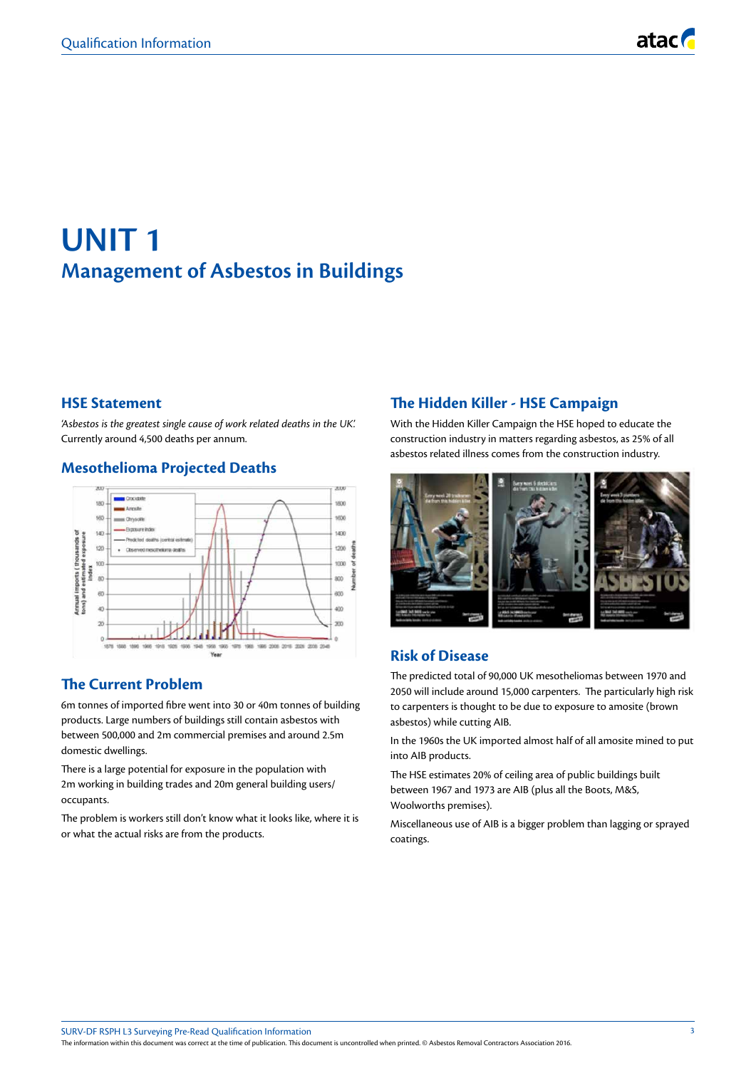# UNIT 1

## Management of Asbestos in Buildings

### HSE Statement

*'Asbestos is the greatest single cause of work related deaths in the UK'.* Currently around 4,500 deaths per annum.

### Mesothelioma Projected Deaths

### The Current Problem

6m tonnes of imported fibre went into 30 or 40m tonnes of building products. Large numbers of buildings still contain asbestos with between 500,000 and 2m commercial premises and around 2.5m domestic dwellings.

There is a large potential for exposure in the population with 2m working in building trades and 20m general building users/ occupants.

The problem is workers still don't know what it looks like, where it is or what the actual risks are from the products.

### The Hidden Killer - HSE Campaign

With the Hidden Killer Campaign the HSE hoped to educate the construction industry in matters regarding asbestos, as 25% of all asbestos related illness comes from the construction industry.

### Risk of Disease

The predicted total of 90,000 UK mesotheliomas between 1970 and 2050 will include around 15,000 carpenters. The particularly high risk to carpenters is thought to be due to exposure to amosite (brown asbestos) while cutting AIB.

In the 1960s the UK imported almost half of all amosite mined to put into AIB products.

The HSE estimates 20% of ceiling area of public buildings built between 1967 and 1973 are AIB (plus all the Boots, M&S, Woolworths premises).

Miscellaneous use of AIB is a bigger problem than lagging or sprayed coatings.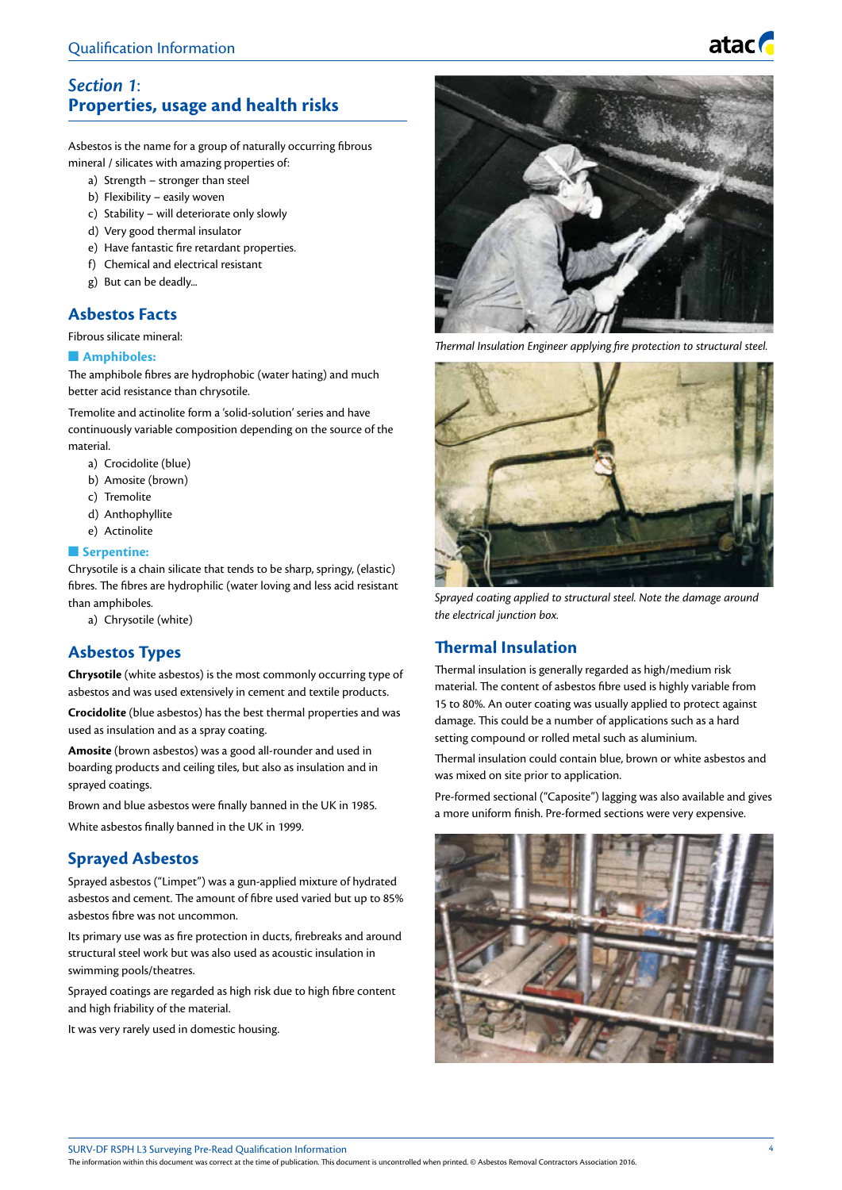## *Section 1*:
## Properties, usage and health risks

Asbestos is the name for a group of naturally occurring fibrous mineral / silicates with amazing properties of:

a) Strength – stronger than steel
b) Flexibility – easily woven
c) Stability – will deteriorate only slowly
d) Very good thermal insulator
e) Have fantastic fire retardant properties.
f) Chemical and electrical resistant
g) But can be deadly...

### Asbestos Facts

Fibrous silicate mineral:

#### Amphiboles:

The amphibole fibres are hydrophobic (water hating) and much better acid resistance than chrysotile.

Tremolite and actinolite form a 'solid-solution' series and have continuously variable composition depending on the source of the material.

a) Crocidolite (blue)
b) Amosite (brown)
c) Tremolite
d) Anthophyllite
e) Actinolite

#### Serpentine:

Chrysotile is a chain silicate that tends to be sharp, springy, (elastic) fibres. The fibres are hydrophilic (water loving and less acid resistant than amphiboles.

a) Chrysotile (white)

### Asbestos Types

**Chrysotile** (white asbestos) is the most commonly occurring type of asbestos and was used extensively in cement and textile products.

**Crocidolite** (blue asbestos) has the best thermal properties and was used as insulation and as a spray coating.

**Amosite** (brown asbestos) was a good all-rounder and used in boarding products and ceiling tiles, but also as insulation and in sprayed coatings.

Brown and blue asbestos were finally banned in the UK in 1985.

White asbestos finally banned in the UK in 1999.

### Sprayed Asbestos

Sprayed asbestos ("Limpet") was a gun-applied mixture of hydrated asbestos and cement. The amount of fibre used varied but up to 85% asbestos fibre was not uncommon.

Its primary use was as fire protection in ducts, firebreaks and around structural steel work but was also used as acoustic insulation in swimming pools/theatres.

Sprayed coatings are regarded as high risk due to high fibre content and high friability of the material.

It was very rarely used in domestic housing.

*Thermal Insulation Engineer applying fire protection to structural steel.*

*Sprayed coating applied to structural steel. Note the damage around the electrical junction box.*

### Thermal Insulation

Thermal insulation is generally regarded as high/medium risk material. The content of asbestos fibre used is highly variable from 15 to 80%. An outer coating was usually applied to protect against damage. This could be a number of applications such as a hard setting compound or rolled metal such as aluminium.

Thermal insulation could contain blue, brown or white asbestos and was mixed on site prior to application.

Pre-formed sectional ("Caposite") lagging was also available and gives a more uniform finish. Pre-formed sections were very expensive.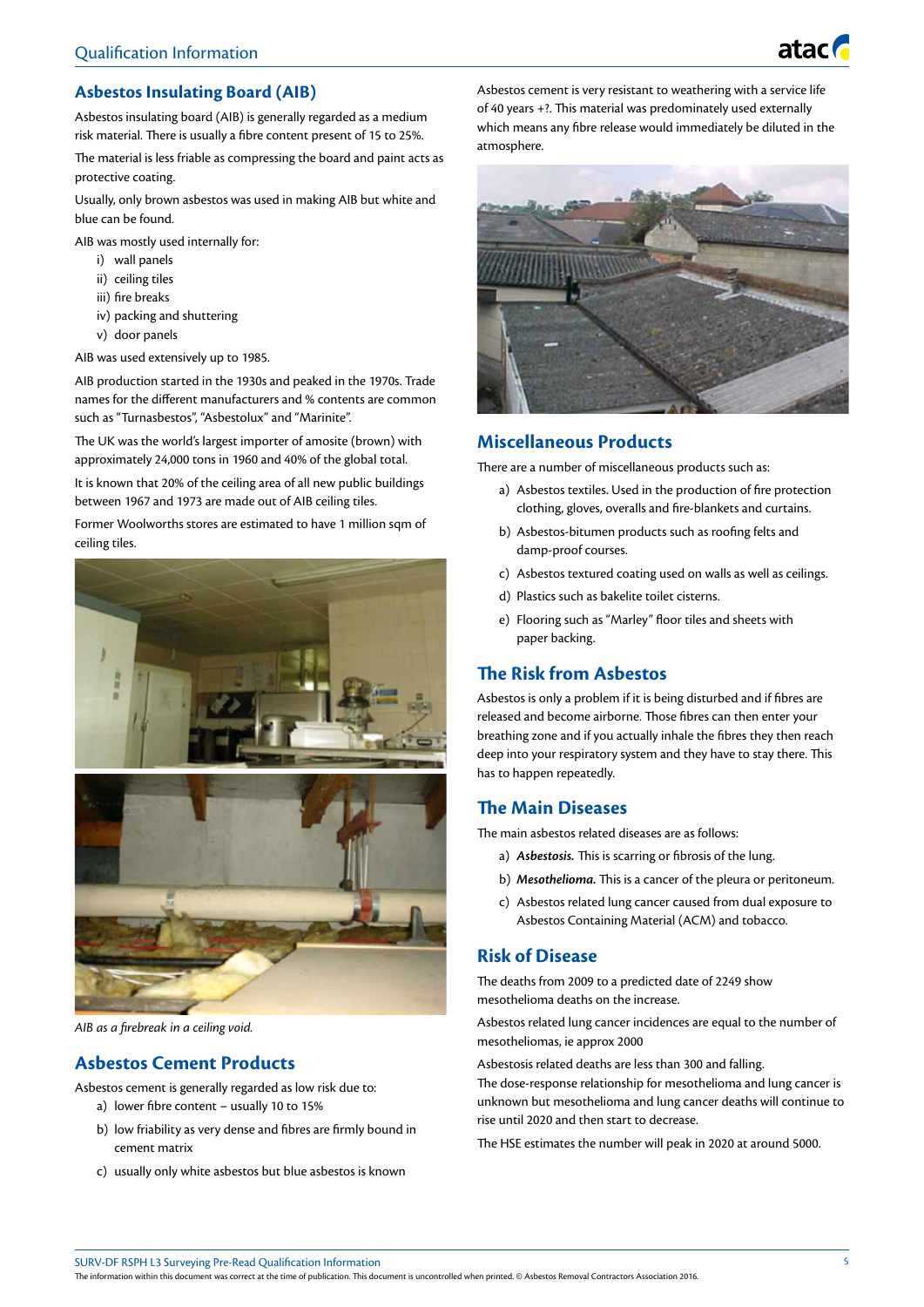## Asbestos Insulating Board (AIB)

Asbestos insulating board (AIB) is generally regarded as a medium risk material. There is usually a fibre content present of 15 to 25%.

The material is less friable as compressing the board and paint acts as protective coating.

Usually, only brown asbestos was used in making AIB but white and blue can be found.

AIB was mostly used internally for:

i) wall panels
ii) ceiling tiles
iii) fire breaks
iv) packing and shuttering
v) door panels

AIB was used extensively up to 1985.

AIB production started in the 1930s and peaked in the 1970s. Trade names for the different manufacturers and % contents are common such as "Turnasbestos", "Asbestolux" and "Marinite".

The UK was the world's largest importer of amosite (brown) with approximately 24,000 tons in 1960 and 40% of the global total.

It is known that 20% of the ceiling area of all new public buildings between 1967 and 1973 are made out of AIB ceiling tiles.

Former Woolworths stores are estimated to have 1 million sqm of ceiling tiles.

*AIB as a firebreak in a ceiling void.*

## Asbestos Cement Products

Asbestos cement is generally regarded as low risk due to:

a) lower fibre content – usually 10 to 15%
b) low friability as very dense and fibres are firmly bound in cement matrix
c) usually only white asbestos but blue asbestos is known

Asbestos cement is very resistant to weathering with a service life of 40 years +?. This material was predominately used externally which means any fibre release would immediately be diluted in the atmosphere.

## Miscellaneous Products

There are a number of miscellaneous products such as:

a) Asbestos textiles. Used in the production of fire protection clothing, gloves, overalls and fire-blankets and curtains.
b) Asbestos-bitumen products such as roofing felts and damp-proof courses.
c) Asbestos textured coating used on walls as well as ceilings.
d) Plastics such as bakelite toilet cisterns.
e) Flooring such as "Marley" floor tiles and sheets with paper backing.

## The Risk from Asbestos

Asbestos is only a problem if it is being disturbed and if fibres are released and become airborne. Those fibres can then enter your breathing zone and if you actually inhale the fibres they then reach deep into your respiratory system and they have to stay there. This has to happen repeatedly.

## The Main Diseases

The main asbestos related diseases are as follows:

a) ***Asbestosis.*** This is scarring or fibrosis of the lung.
b) ***Mesothelioma.*** This is a cancer of the pleura or peritoneum.
c) Asbestos related lung cancer caused from dual exposure to Asbestos Containing Material (ACM) and tobacco.

## Risk of Disease

The deaths from 2009 to a predicted date of 2249 show mesothelioma deaths on the increase.

Asbestos related lung cancer incidences are equal to the number of mesotheliomas, ie approx 2000

Asbestosis related deaths are less than 300 and falling.

The dose-response relationship for mesothelioma and lung cancer is unknown but mesothelioma and lung cancer deaths will continue to rise until 2020 and then start to decrease.

The HSE estimates the number will peak in 2020 at around 5000.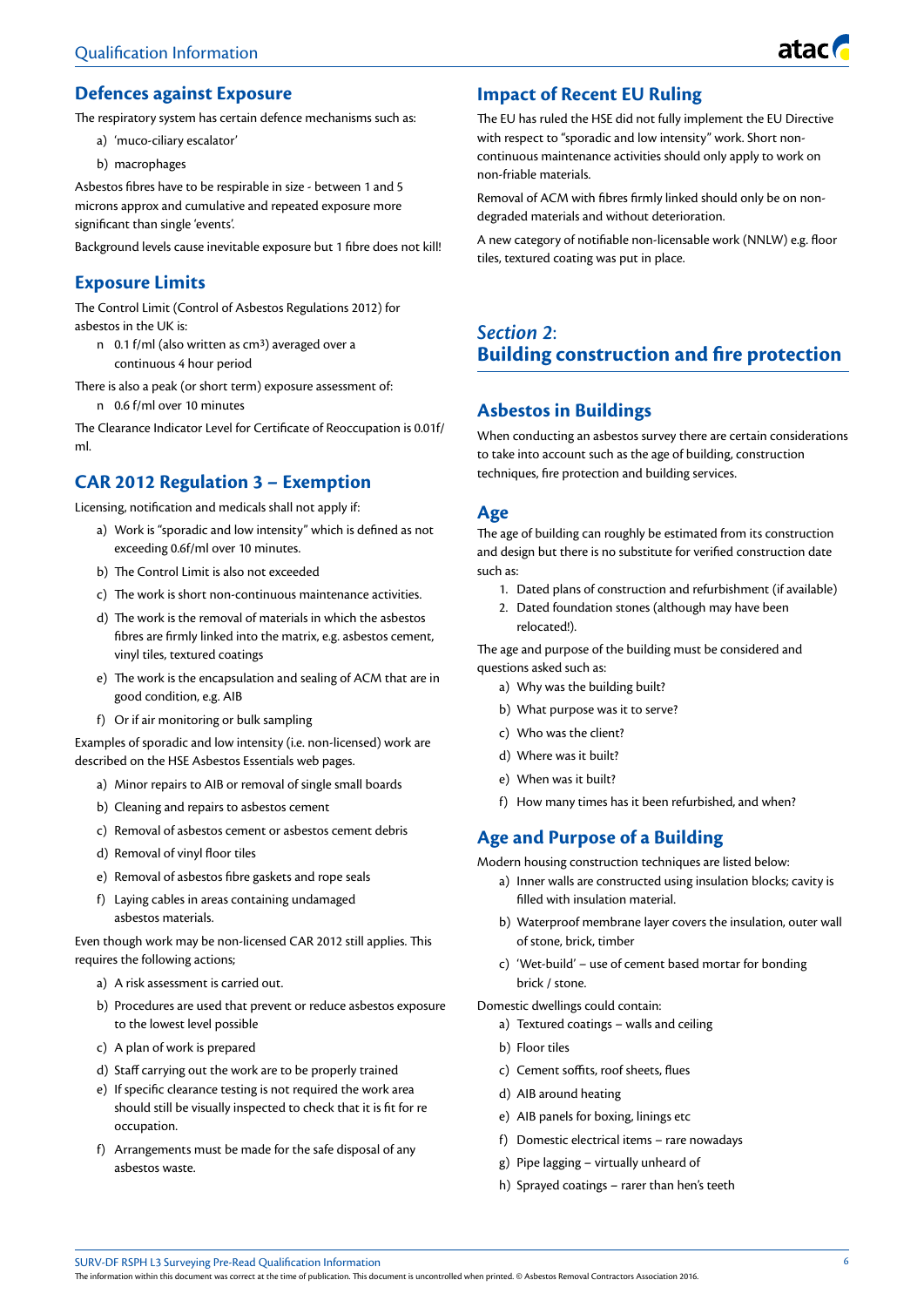## Defences against Exposure

The respiratory system has certain defence mechanisms such as:

a) 'muco-ciliary escalator'

b) macrophages

Asbestos fibres have to be respirable in size - between 1 and 5 microns approx and cumulative and repeated exposure more significant than single 'events'.

Background levels cause inevitable exposure but 1 fibre does not kill!

## Exposure Limits

The Control Limit (Control of Asbestos Regulations 2012) for asbestos in the UK is:

- 0.1 f/ml (also written as $cm^3$) averaged over a continuous 4 hour period

There is also a peak (or short term) exposure assessment of:

- 0.6 f/ml over 10 minutes

The Clearance Indicator Level for Certificate of Reoccupation is 0.01f/ml.

## CAR 2012 Regulation 3 – Exemption

Licensing, notification and medicals shall not apply if:

a) Work is "sporadic and low intensity" which is defined as not exceeding 0.6f/ml over 10 minutes.

b) The Control Limit is also not exceeded

c) The work is short non-continuous maintenance activities.

d) The work is the removal of materials in which the asbestos fibres are firmly linked into the matrix, e.g. asbestos cement, vinyl tiles, textured coatings

e) The work is the encapsulation and sealing of ACM that are in good condition, e.g. AIB

f) Or if air monitoring or bulk sampling

Examples of sporadic and low intensity (i.e. non-licensed) work are described on the HSE Asbestos Essentials web pages.

a) Minor repairs to AIB or removal of single small boards

b) Cleaning and repairs to asbestos cement

c) Removal of asbestos cement or asbestos cement debris

d) Removal of vinyl floor tiles

e) Removal of asbestos fibre gaskets and rope seals

f) Laying cables in areas containing undamaged asbestos materials.

Even though work may be non-licensed CAR 2012 still applies. This requires the following actions;

a) A risk assessment is carried out.

b) Procedures are used that prevent or reduce asbestos exposure to the lowest level possible

c) A plan of work is prepared

d) Staff carrying out the work are to be properly trained

e) If specific clearance testing is not required the work area should still be visually inspected to check that it is fit for re occupation.

f) Arrangements must be made for the safe disposal of any asbestos waste.

## Impact of Recent EU Ruling

The EU has ruled the HSE did not fully implement the EU Directive with respect to "sporadic and low intensity" work. Short non-continuous maintenance activities should only apply to work on non-friable materials.

Removal of ACM with fibres firmly linked should only be on non-degraded materials and without deterioration.

A new category of notifiable non-licensable work (NNLW) e.g. floor tiles, textured coating was put in place.

# *Section 2*: Building construction and fire protection

## Asbestos in Buildings

When conducting an asbestos survey there are certain considerations to take into account such as the age of building, construction techniques, fire protection and building services.

## Age

The age of building can roughly be estimated from its construction and design but there is no substitute for verified construction date such as:

1. Dated plans of construction and refurbishment (if available)
2. Dated foundation stones (although may have been relocated!).

The age and purpose of the building must be considered and questions asked such as:

a) Why was the building built?

b) What purpose was it to serve?

c) Who was the client?

d) Where was it built?

e) When was it built?

f) How many times has it been refurbished, and when?

## Age and Purpose of a Building

Modern housing construction techniques are listed below:

a) Inner walls are constructed using insulation blocks; cavity is filled with insulation material.

b) Waterproof membrane layer covers the insulation, outer wall of stone, brick, timber

c) 'Wet-build' – use of cement based mortar for bonding brick / stone.

Domestic dwellings could contain:

a) Textured coatings – walls and ceiling

b) Floor tiles

c) Cement soffits, roof sheets, flues

d) AIB around heating

e) AIB panels for boxing, linings etc

f) Domestic electrical items – rare nowadays

g) Pipe lagging – virtually unheard of

h) Sprayed coatings – rarer than hen's teeth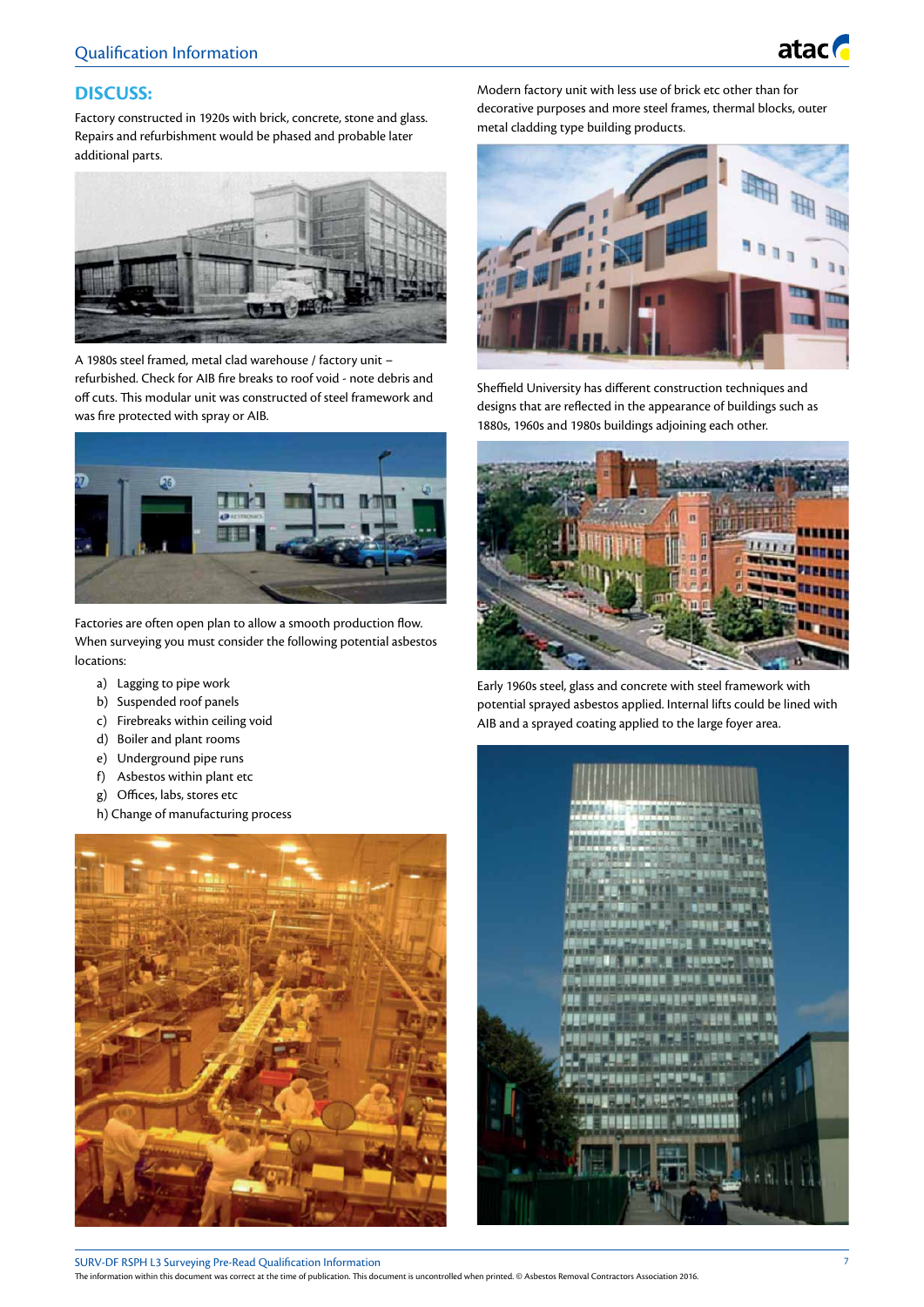## DISCUSS:

Factory constructed in 1920s with brick, concrete, stone and glass. Repairs and refurbishment would be phased and probable later additional parts.

A 1980s steel framed, metal clad warehouse / factory unit – refurbished. Check for AIB fire breaks to roof void - note debris and off cuts. This modular unit was constructed of steel framework and was fire protected with spray or AIB.

Factories are often open plan to allow a smooth production flow. When surveying you must consider the following potential asbestos locations:

a) Lagging to pipe work
b) Suspended roof panels
c) Firebreaks within ceiling void
d) Boiler and plant rooms
e) Underground pipe runs
f) Asbestos within plant etc
g) Offices, labs, stores etc
h) Change of manufacturing process

Modern factory unit with less use of brick etc other than for decorative purposes and more steel frames, thermal blocks, outer metal cladding type building products.

Sheffield University has different construction techniques and designs that are reflected in the appearance of buildings such as 1880s, 1960s and 1980s buildings adjoining each other.

Early 1960s steel, glass and concrete with steel framework with potential sprayed asbestos applied. Internal lifts could be lined with AIB and a sprayed coating applied to the large foyer area.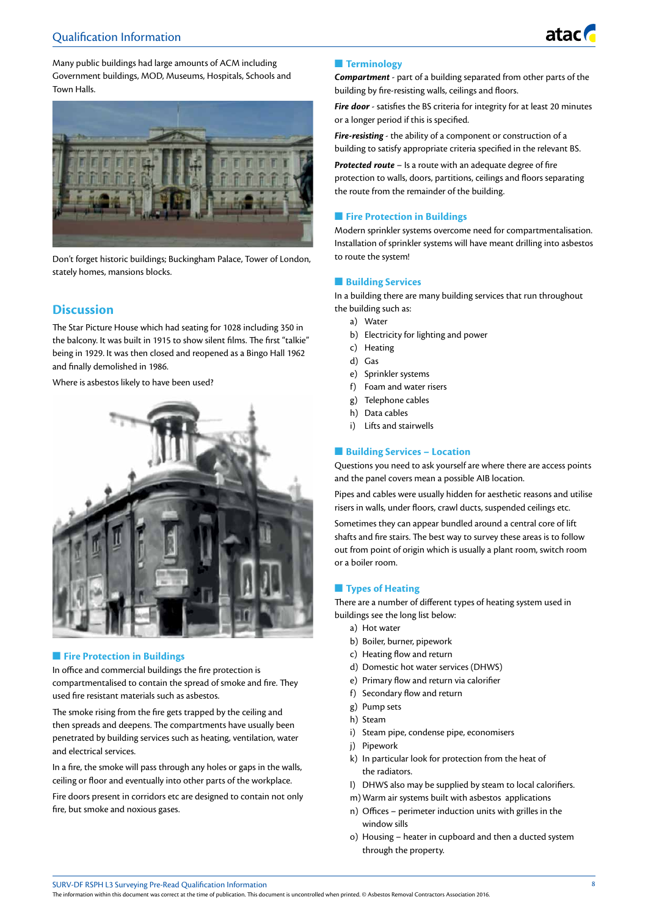Many public buildings had large amounts of ACM including Government buildings, MOD, Museums, Hospitals, Schools and Town Halls.

Don't forget historic buildings; Buckingham Palace, Tower of London, stately homes, mansions blocks.

## Discussion

The Star Picture House which had seating for 1028 including 350 in the balcony. It was built in 1915 to show silent films. The first "talkie" being in 1929. It was then closed and reopened as a Bingo Hall 1962 and finally demolished in 1986.

Where is asbestos likely to have been used?

### Fire Protection in Buildings

In office and commercial buildings the fire protection is compartmentalised to contain the spread of smoke and fire. They used fire resistant materials such as asbestos.

The smoke rising from the fire gets trapped by the ceiling and then spreads and deepens. The compartments have usually been penetrated by building services such as heating, ventilation, water and electrical services.

In a fire, the smoke will pass through any holes or gaps in the walls, ceiling or floor and eventually into other parts of the workplace.

Fire doors present in corridors etc are designed to contain not only fire, but smoke and noxious gases.

### Terminology

***Compartment*** - part of a building separated from other parts of the building by fire-resisting walls, ceilings and floors.

***Fire door*** - satisfies the BS criteria for integrity for at least 20 minutes or a longer period if this is specified.

***Fire-resisting*** - the ability of a component or construction of a building to satisfy appropriate criteria specified in the relevant BS.

***Protected route*** – Is a route with an adequate degree of fire protection to walls, doors, partitions, ceilings and floors separating the route from the remainder of the building.

### Fire Protection in Buildings

Modern sprinkler systems overcome need for compartmentalisation. Installation of sprinkler systems will have meant drilling into asbestos to route the system!

### Building Services

In a building there are many building services that run throughout the building such as:

a) Water
b) Electricity for lighting and power
c) Heating
d) Gas
e) Sprinkler systems
f) Foam and water risers
g) Telephone cables
h) Data cables
i) Lifts and stairwells

### Building Services – Location

Questions you need to ask yourself are where there are access points and the panel covers mean a possible AIB location.

Pipes and cables were usually hidden for aesthetic reasons and utilise risers in walls, under floors, crawl ducts, suspended ceilings etc.

Sometimes they can appear bundled around a central core of lift shafts and fire stairs. The best way to survey these areas is to follow out from point of origin which is usually a plant room, switch room or a boiler room.

### Types of Heating

There are a number of different types of heating system used in buildings see the long list below:

a) Hot water
b) Boiler, burner, pipework
c) Heating flow and return
d) Domestic hot water services (DHWS)
e) Primary flow and return via calorifier
f) Secondary flow and return
g) Pump sets
h) Steam
i) Steam pipe, condense pipe, economisers
j) Pipework
k) In particular look for protection from the heat of the radiators.
l) DHWS also may be supplied by steam to local calorifiers.
m) Warm air systems built with asbestos applications
n) Offices – perimeter induction units with grilles in the window sills
o) Housing – heater in cupboard and then a ducted system through the property.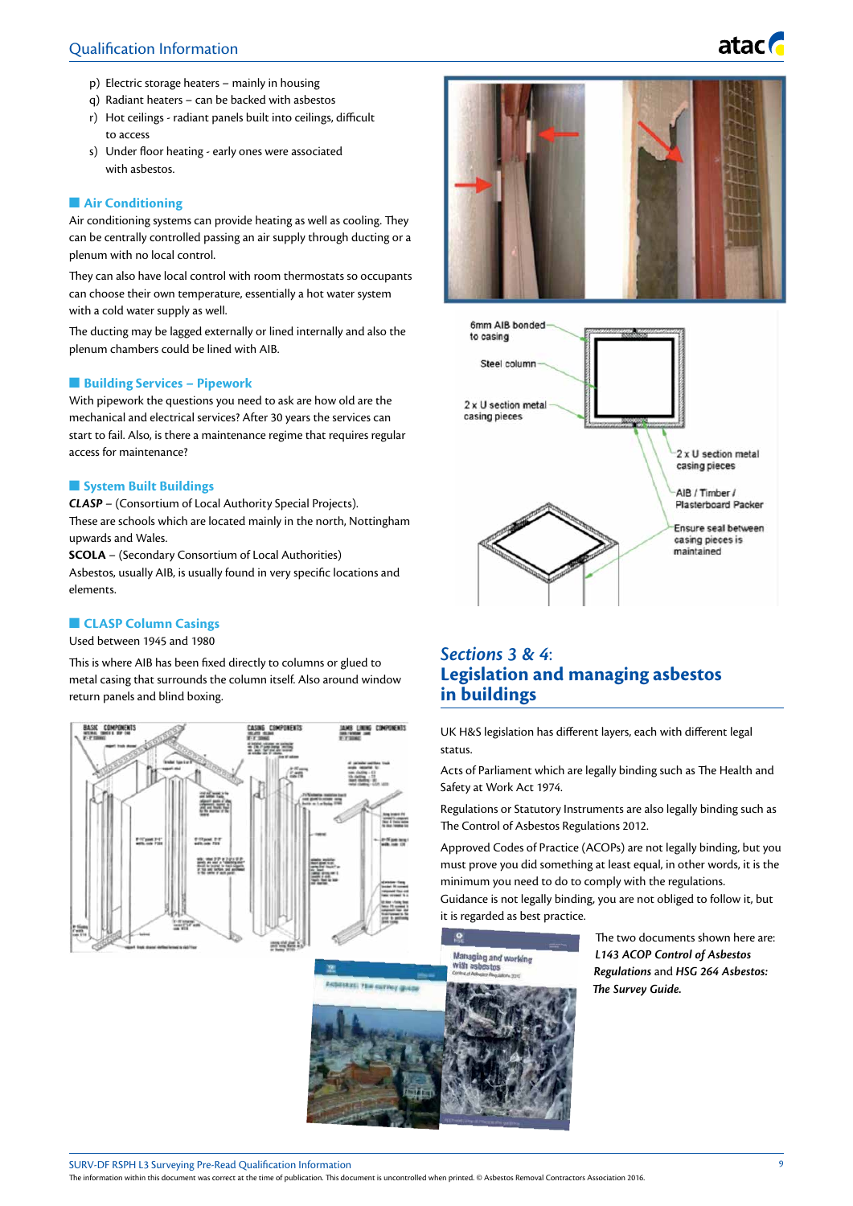p) Electric storage heaters – mainly in housing
q) Radiant heaters – can be backed with asbestos
r) Hot ceilings - radiant panels built into ceilings, difficult to access
s) Under floor heating - early ones were associated with asbestos.

## Air Conditioning

Air conditioning systems can provide heating as well as cooling. They can be centrally controlled passing an air supply through ducting or a plenum with no local control.

They can also have local control with room thermostats so occupants can choose their own temperature, essentially a hot water system with a cold water supply as well.

The ducting may be lagged externally or lined internally and also the plenum chambers could be lined with AIB.

## Building Services – Pipework

With pipework the questions you need to ask are how old are the mechanical and electrical services? After 30 years the services can start to fail. Also, is there a maintenance regime that requires regular access for maintenance?

## System Built Buildings

***CLASP*** – (Consortium of Local Authority Special Projects).
These are schools which are located mainly in the north, Nottingham upwards and Wales.
**SCOLA** – (Secondary Consortium of Local Authorities)
Asbestos, usually AIB, is usually found in very specific locations and elements.

## CLASP Column Casings

Used between 1945 and 1980

This is where AIB has been fixed directly to columns or glued to metal casing that surrounds the column itself. Also around window return panels and blind boxing.

6mm AIB bonded to casing
Steel column
2 x U section metal casing pieces
2 x U section metal casing pieces
AIB / Timber / Plasterboard Packer
Ensure seal between casing pieces is maintained

## *Sections 3 & 4*: Legislation and managing asbestos in buildings

UK H&S legislation has different layers, each with different legal status.

Acts of Parliament which are legally binding such as The Health and Safety at Work Act 1974.

Regulations or Statutory Instruments are also legally binding such as The Control of Asbestos Regulations 2012.

Approved Codes of Practice (ACOPs) are not legally binding, but you must prove you did something at least equal, in other words, it is the minimum you need to do to comply with the regulations.
Guidance is not legally binding, you are not obliged to follow it, but it is regarded as best practice.

The two documents shown here are: ***L143 ACOP Control of Asbestos Regulations*** and ***HSG 264 Asbestos: The Survey Guide.***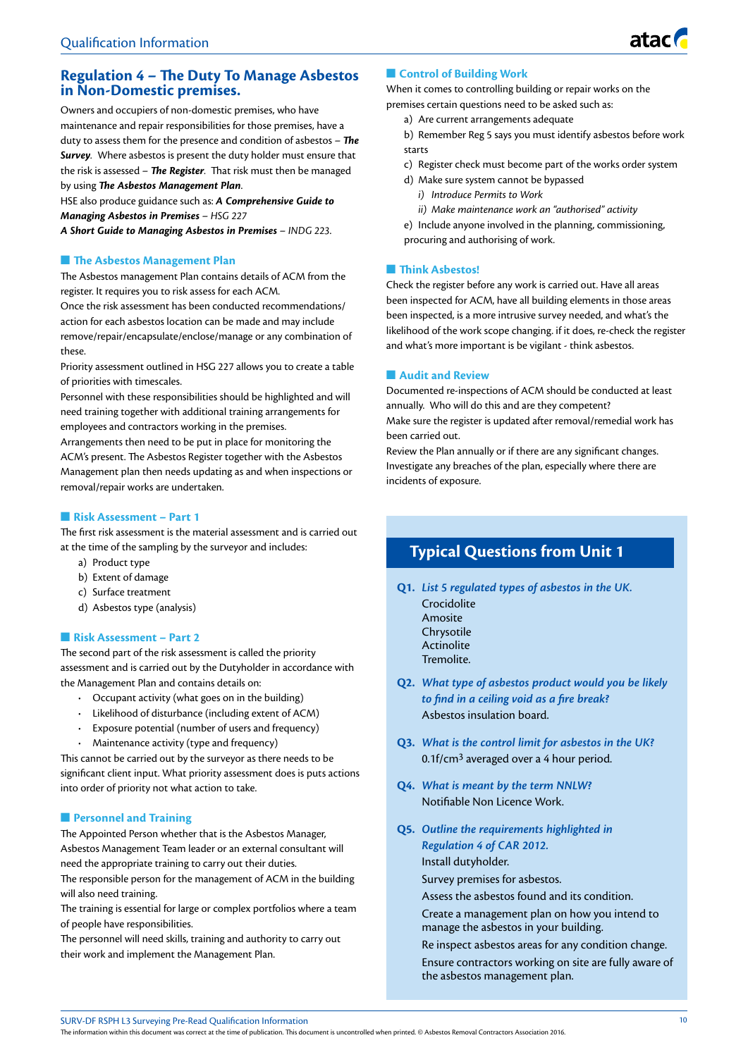## Regulation 4 – The Duty To Manage Asbestos in Non-Domestic premises.

Owners and occupiers of non-domestic premises, who have maintenance and repair responsibilities for those premises, have a duty to assess them for the presence and condition of asbestos – ***The Survey***. Where asbestos is present the duty holder must ensure that the risk is assessed – ***The Register***. That risk must then be managed by using ***The Asbestos Management Plan***.

HSE also produce guidance such as: ***A Comprehensive Guide to Managing Asbestos in Premises*** *– HSG 227*

***A Short Guide to Managing Asbestos in Premises*** *– INDG 223.*

### The Asbestos Management Plan

The Asbestos management Plan contains details of ACM from the register. It requires you to risk assess for each ACM.

Once the risk assessment has been conducted recommendations/action for each asbestos location can be made and may include remove/repair/encapsulate/enclose/manage or any combination of these.

Priority assessment outlined in HSG 227 allows you to create a table of priorities with timescales.

Personnel with these responsibilities should be highlighted and will need training together with additional training arrangements for employees and contractors working in the premises.

Arrangements then need to be put in place for monitoring the ACM's present. The Asbestos Register together with the Asbestos Management plan then needs updating as and when inspections or removal/repair works are undertaken.

### Risk Assessment – Part 1

The first risk assessment is the material assessment and is carried out at the time of the sampling by the surveyor and includes:

a) Product type
b) Extent of damage
c) Surface treatment
d) Asbestos type (analysis)

### Risk Assessment – Part 2

The second part of the risk assessment is called the priority assessment and is carried out by the Dutyholder in accordance with the Management Plan and contains details on:

- Occupant activity (what goes on in the building)
- Likelihood of disturbance (including extent of ACM)
- Exposure potential (number of users and frequency)
- Maintenance activity (type and frequency)

This cannot be carried out by the surveyor as there needs to be significant client input. What priority assessment does is puts actions into order of priority not what action to take.

### Personnel and Training

The Appointed Person whether that is the Asbestos Manager, Asbestos Management Team leader or an external consultant will need the appropriate training to carry out their duties.

The responsible person for the management of ACM in the building will also need training.

The training is essential for large or complex portfolios where a team of people have responsibilities.

The personnel will need skills, training and authority to carry out their work and implement the Management Plan.

### Control of Building Work

When it comes to controlling building or repair works on the premises certain questions need to be asked such as:

a) Are current arrangements adequate
b) Remember Reg 5 says you must identify asbestos before work starts
c) Register check must become part of the works order system
d) Make sure system cannot be bypassed
   *i) Introduce Permits to Work*
   *ii) Make maintenance work an "authorised" activity*
e) Include anyone involved in the planning, commissioning, procuring and authorising of work.

### Think Asbestos!

Check the register before any work is carried out. Have all areas been inspected for ACM, have all building elements in those areas been inspected, is a more intrusive survey needed, and what's the likelihood of the work scope changing. if it does, re-check the register and what's more important is be vigilant - think asbestos.

### Audit and Review

Documented re-inspections of ACM should be conducted at least annually. Who will do this and are they competent?

Make sure the register is updated after removal/remedial work has been carried out.

Review the Plan annually or if there are any significant changes. Investigate any breaches of the plan, especially where there are incidents of exposure.

## Typical Questions from Unit 1

**Q1.** ***List 5 regulated types of asbestos in the UK.***
Crocidolite
Amosite
Chrysotile
Actinolite
Tremolite.

**Q2.** ***What type of asbestos product would you be likely to find in a ceiling void as a fire break?***
Asbestos insulation board.

**Q3.** ***What is the control limit for asbestos in the UK?***
0.1f/cm$^3$ averaged over a 4 hour period.

**Q4.** ***What is meant by the term NNLW?***
Notifiable Non Licence Work.

**Q5.** ***Outline the requirements highlighted in Regulation 4 of CAR 2012.***
Install dutyholder.
Survey premises for asbestos.
Assess the asbestos found and its condition.
Create a management plan on how you intend to manage the asbestos in your building.
Re inspect asbestos areas for any condition change.
Ensure contractors working on site are fully aware of the asbestos management plan.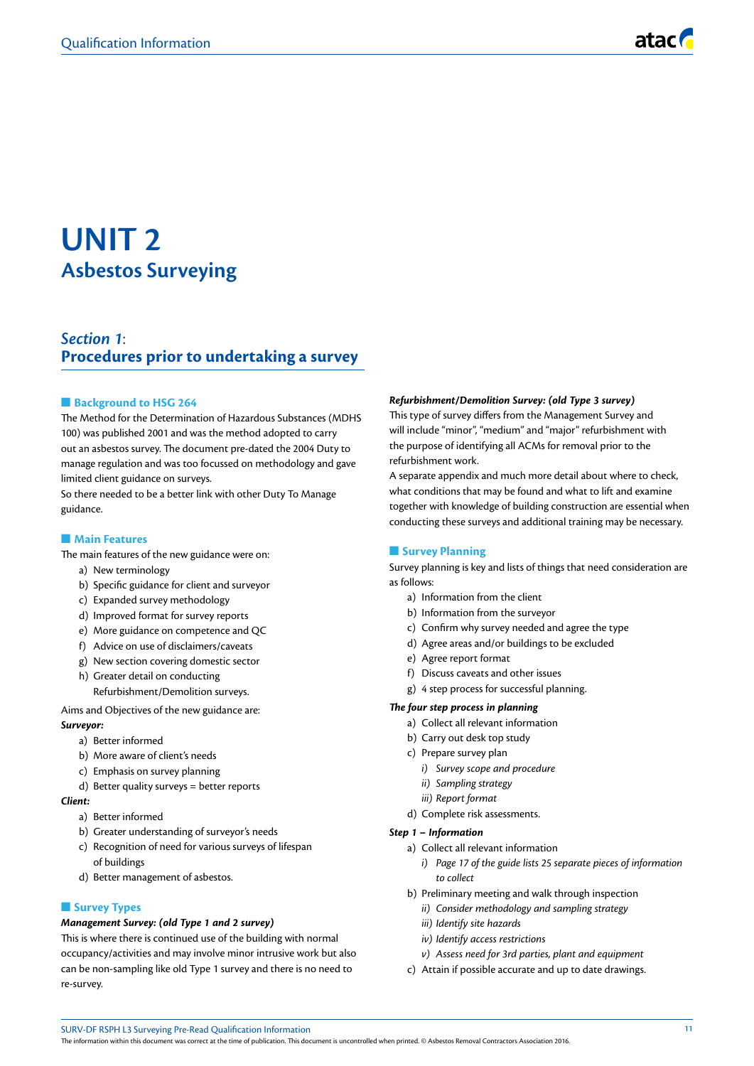# UNIT 2

## Asbestos Surveying

### *Section 1*: Procedures prior to undertaking a survey

#### Background to HSG 264

The Method for the Determination of Hazardous Substances (MDHS 100) was published 2001 and was the method adopted to carry out an asbestos survey. The document pre-dated the 2004 Duty to manage regulation and was too focussed on methodology and gave limited client guidance on surveys.

So there needed to be a better link with other Duty To Manage guidance.

#### Main Features

The main features of the new guidance were on:

a) New terminology
b) Specific guidance for client and surveyor
c) Expanded survey methodology
d) Improved format for survey reports
e) More guidance on competence and QC
f) Advice on use of disclaimers/caveats
g) New section covering domestic sector
h) Greater detail on conducting Refurbishment/Demolition surveys.

Aims and Objectives of the new guidance are:

***Surveyor:***

a) Better informed
b) More aware of client's needs
c) Emphasis on survey planning
d) Better quality surveys = better reports

***Client:***

a) Better informed
b) Greater understanding of surveyor's needs
c) Recognition of need for various surveys of lifespan of buildings
d) Better management of asbestos.

#### Survey Types

***Management Survey: (old Type 1 and 2 survey)***

This is where there is continued use of the building with normal occupancy/activities and may involve minor intrusive work but also can be non-sampling like old Type 1 survey and there is no need to re-survey.

***Refurbishment/Demolition Survey: (old Type 3 survey)***

This type of survey differs from the Management Survey and will include "minor", "medium" and "major" refurbishment with the purpose of identifying all ACMs for removal prior to the refurbishment work.

A separate appendix and much more detail about where to check, what conditions that may be found and what to lift and examine together with knowledge of building construction are essential when conducting these surveys and additional training may be necessary.

#### Survey Planning

Survey planning is key and lists of things that need consideration are as follows:

a) Information from the client
b) Information from the surveyor
c) Confirm why survey needed and agree the type
d) Agree areas and/or buildings to be excluded
e) Agree report format
f) Discuss caveats and other issues
g) 4 step process for successful planning.

***The four step process in planning***

a) Collect all relevant information
b) Carry out desk top study
c) Prepare survey plan
   *i) Survey scope and procedure*
   *ii) Sampling strategy*
   *iii) Report format*
d) Complete risk assessments.

***Step 1 – Information***

a) Collect all relevant information
   *i) Page 17 of the guide lists 25 separate pieces of information to collect*
b) Preliminary meeting and walk through inspection
   *ii) Consider methodology and sampling strategy*
   *iii) Identify site hazards*
   *iv) Identify access restrictions*
   *v) Assess need for 3rd parties, plant and equipment*
c) Attain if possible accurate and up to date drawings.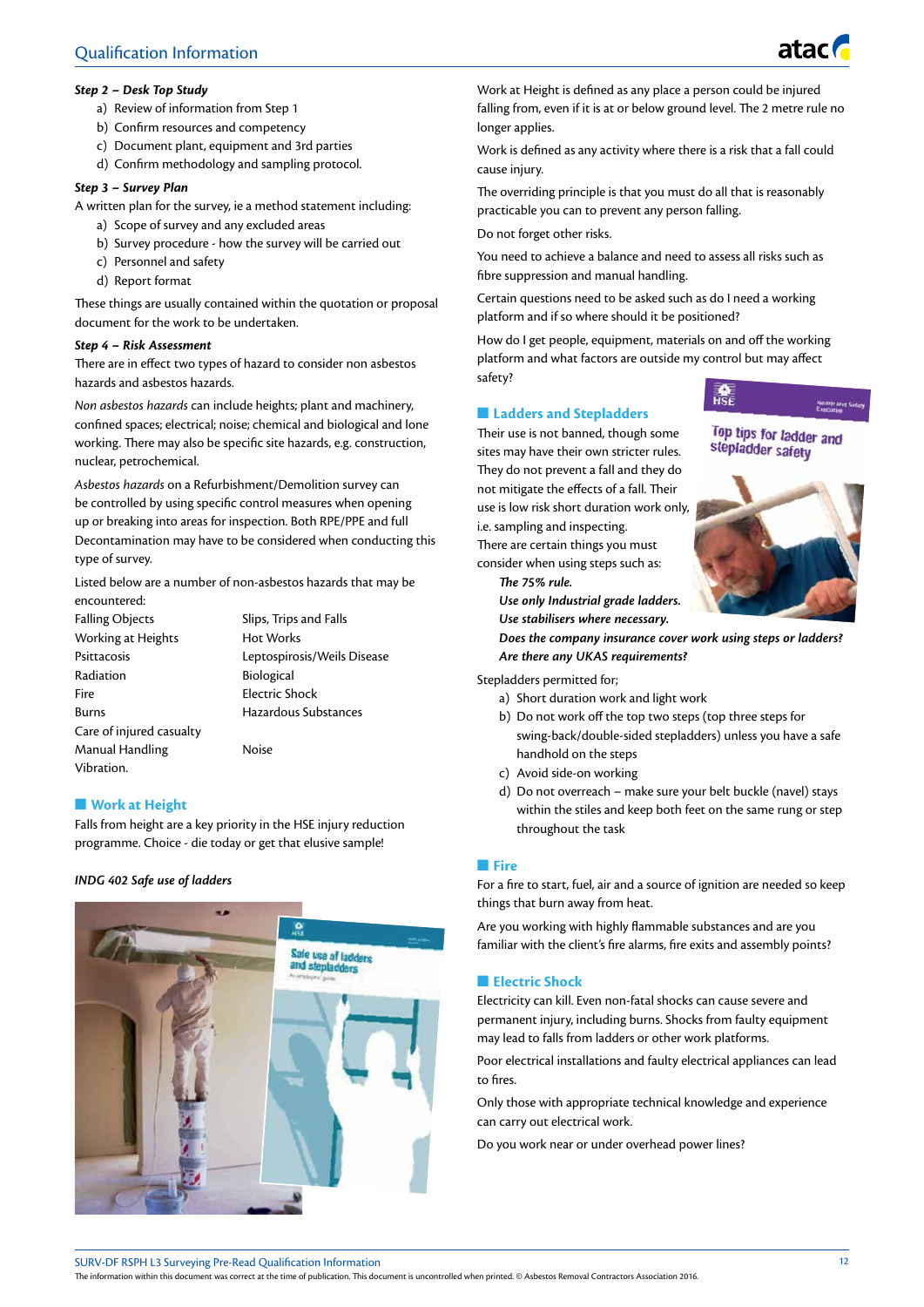***Step 2 – Desk Top Study***

a) Review of information from Step 1
b) Confirm resources and competency
c) Document plant, equipment and 3rd parties
d) Confirm methodology and sampling protocol.

***Step 3 – Survey Plan***

A written plan for the survey, ie a method statement including:

a) Scope of survey and any excluded areas
b) Survey procedure - how the survey will be carried out
c) Personnel and safety
d) Report format

These things are usually contained within the quotation or proposal document for the work to be undertaken.

***Step 4 – Risk Assessment***

There are in effect two types of hazard to consider non asbestos hazards and asbestos hazards.

*Non asbestos hazards* can include heights; plant and machinery, confined spaces; electrical; noise; chemical and biological and lone working. There may also be specific site hazards, e.g. construction, nuclear, petrochemical.

*Asbestos hazards* on a Refurbishment/Demolition survey can be controlled by using specific control measures when opening up or breaking into areas for inspection. Both RPE/PPE and full Decontamination may have to be considered when conducting this type of survey.

Listed below are a number of non-asbestos hazards that may be encountered:

| | |
|---|---|
| Falling Objects | Slips, Trips and Falls |
| Working at Heights | Hot Works |
| Psittacosis | Leptospirosis/Weils Disease |
| Radiation | Biological |
| Fire | Electric Shock |
| Burns | Hazardous Substances |
| Care of injured casualty | |
| Manual Handling | Noise |
| Vibration. | |

## Work at Height

Falls from height are a key priority in the HSE injury reduction programme. Choice - die today or get that elusive sample!

*INDG 402 Safe use of ladders*

Work at Height is defined as any place a person could be injured falling from, even if it is at or below ground level. The 2 metre rule no longer applies.

Work is defined as any activity where there is a risk that a fall could cause injury.

The overriding principle is that you must do all that is reasonably practicable you can to prevent any person falling.

Do not forget other risks.

You need to achieve a balance and need to assess all risks such as fibre suppression and manual handling.

Certain questions need to be asked such as do I need a working platform and if so where should it be positioned?

How do I get people, equipment, materials on and off the working platform and what factors are outside my control but may affect safety?

## Ladders and Stepladders

Their use is not banned, though some sites may have their own stricter rules. They do not prevent a fall and they do not mitigate the effects of a fall. Their use is low risk short duration work only, i.e. sampling and inspecting.

There are certain things you must consider when using steps such as:

***The 75% rule.***
***Use only Industrial grade ladders.***
***Use stabilisers where necessary.***
***Does the company insurance cover work using steps or ladders?***
***Are there any UKAS requirements?***

Stepladders permitted for;

a) Short duration work and light work
b) Do not work off the top two steps (top three steps for swing-back/double-sided stepladders) unless you have a safe handhold on the steps
c) Avoid side-on working
d) Do not overreach – make sure your belt buckle (navel) stays within the stiles and keep both feet on the same rung or step throughout the task

## Fire

For a fire to start, fuel, air and a source of ignition are needed so keep things that burn away from heat.

Are you working with highly flammable substances and are you familiar with the client's fire alarms, fire exits and assembly points?

## Electric Shock

Electricity can kill. Even non-fatal shocks can cause severe and permanent injury, including burns. Shocks from faulty equipment may lead to falls from ladders or other work platforms.

Poor electrical installations and faulty electrical appliances can lead to fires.

Only those with appropriate technical knowledge and experience can carry out electrical work.

Do you work near or under overhead power lines?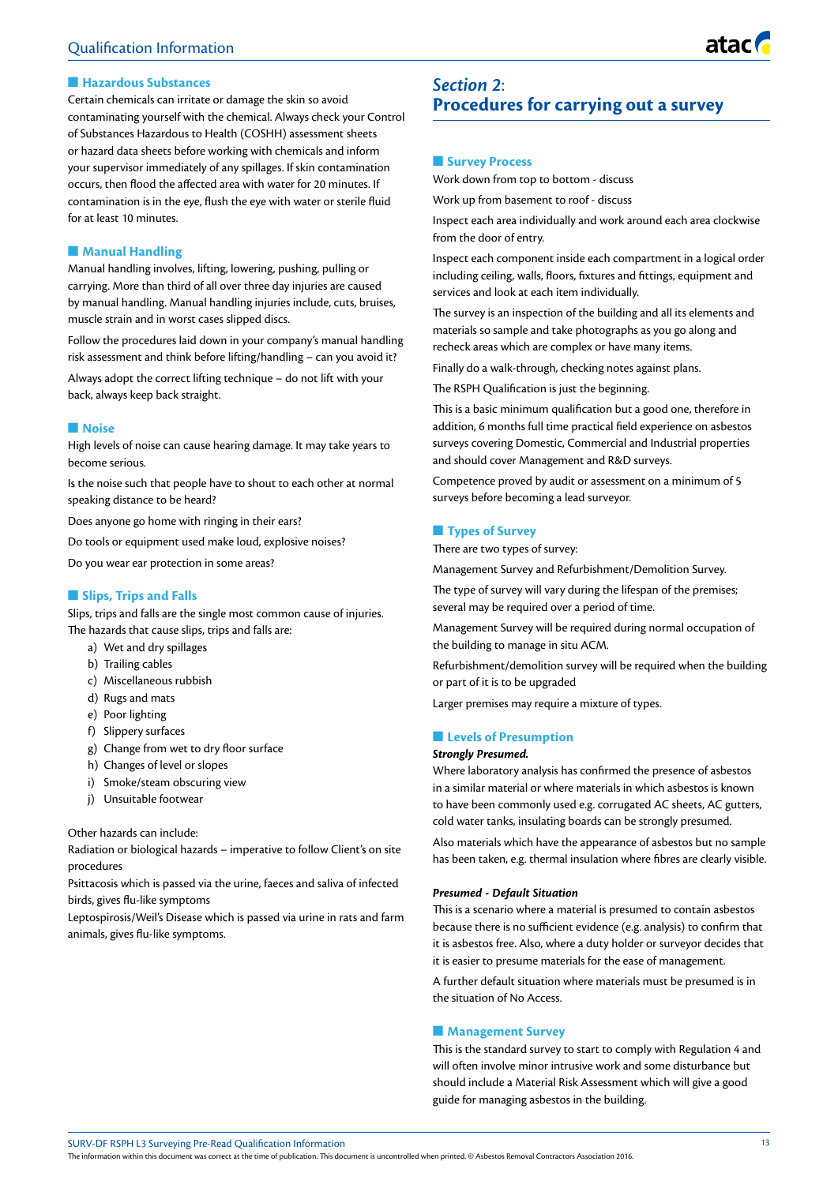### Hazardous Substances

Certain chemicals can irritate or damage the skin so avoid contaminating yourself with the chemical. Always check your Control of Substances Hazardous to Health (COSHH) assessment sheets or hazard data sheets before working with chemicals and inform your supervisor immediately of any spillages. If skin contamination occurs, then flood the affected area with water for 20 minutes. If contamination is in the eye, flush the eye with water or sterile fluid for at least 10 minutes.

### Manual Handling

Manual handling involves, lifting, lowering, pushing, pulling or carrying. More than third of all over three day injuries are caused by manual handling. Manual handling injuries include, cuts, bruises, muscle strain and in worst cases slipped discs.

Follow the procedures laid down in your company's manual handling risk assessment and think before lifting/handling – can you avoid it?

Always adopt the correct lifting technique – do not lift with your back, always keep back straight.

### Noise

High levels of noise can cause hearing damage. It may take years to become serious.

Is the noise such that people have to shout to each other at normal speaking distance to be heard?

Does anyone go home with ringing in their ears?

Do tools or equipment used make loud, explosive noises?

Do you wear ear protection in some areas?

### Slips, Trips and Falls

Slips, trips and falls are the single most common cause of injuries. The hazards that cause slips, trips and falls are:

a) Wet and dry spillages
b) Trailing cables
c) Miscellaneous rubbish
d) Rugs and mats
e) Poor lighting
f) Slippery surfaces
g) Change from wet to dry floor surface
h) Changes of level or slopes
i) Smoke/steam obscuring view
j) Unsuitable footwear

Other hazards can include:
Radiation or biological hazards – imperative to follow Client's on site procedures
Psittacosis which is passed via the urine, faeces and saliva of infected birds, gives flu-like symptoms
Leptospirosis/Weil's Disease which is passed via urine in rats and farm animals, gives flu-like symptoms.

## *Section 2*: Procedures for carrying out a survey

### Survey Process

Work down from top to bottom - discuss

Work up from basement to roof - discuss

Inspect each area individually and work around each area clockwise from the door of entry.

Inspect each component inside each compartment in a logical order including ceiling, walls, floors, fixtures and fittings, equipment and services and look at each item individually.

The survey is an inspection of the building and all its elements and materials so sample and take photographs as you go along and recheck areas which are complex or have many items.

Finally do a walk-through, checking notes against plans.

The RSPH Qualification is just the beginning.

This is a basic minimum qualification but a good one, therefore in addition, 6 months full time practical field experience on asbestos surveys covering Domestic, Commercial and Industrial properties and should cover Management and R&D surveys.

Competence proved by audit or assessment on a minimum of 5 surveys before becoming a lead surveyor.

### Types of Survey

There are two types of survey:

Management Survey and Refurbishment/Demolition Survey.

The type of survey will vary during the lifespan of the premises; several may be required over a period of time.

Management Survey will be required during normal occupation of the building to manage in situ ACM.

Refurbishment/demolition survey will be required when the building or part of it is to be upgraded

Larger premises may require a mixture of types.

### Levels of Presumption

***Strongly Presumed.***

Where laboratory analysis has confirmed the presence of asbestos in a similar material or where materials in which asbestos is known to have been commonly used e.g. corrugated AC sheets, AC gutters, cold water tanks, insulating boards can be strongly presumed.

Also materials which have the appearance of asbestos but no sample has been taken, e.g. thermal insulation where fibres are clearly visible.

***Presumed - Default Situation***

This is a scenario where a material is presumed to contain asbestos because there is no sufficient evidence (e.g. analysis) to confirm that it is asbestos free. Also, where a duty holder or surveyor decides that it is easier to presume materials for the ease of management.

A further default situation where materials must be presumed is in the situation of No Access.

### Management Survey

This is the standard survey to start to comply with Regulation 4 and will often involve minor intrusive work and some disturbance but should include a Material Risk Assessment which will give a good guide for managing asbestos in the building.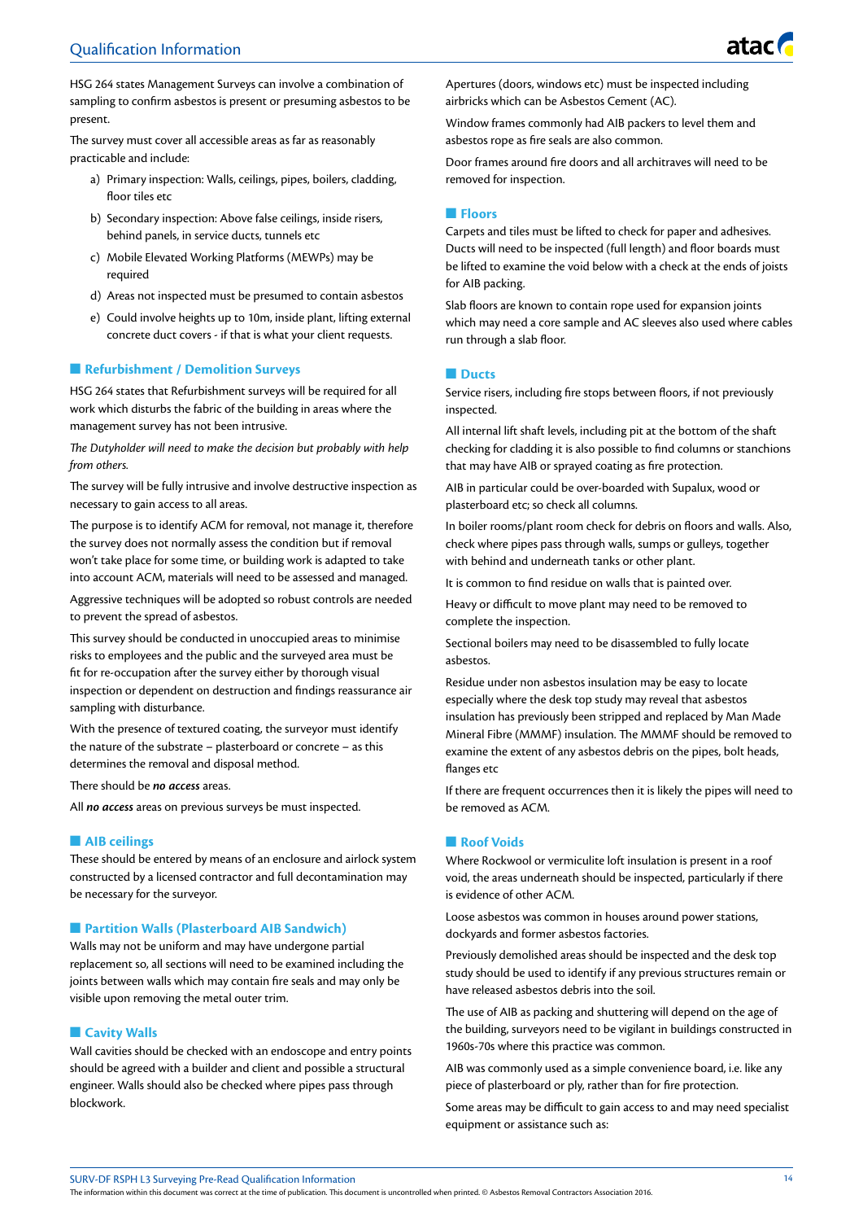HSG 264 states Management Surveys can involve a combination of sampling to confirm asbestos is present or presuming asbestos to be present.

The survey must cover all accessible areas as far as reasonably practicable and include:

a) Primary inspection: Walls, ceilings, pipes, boilers, cladding, floor tiles etc
b) Secondary inspection: Above false ceilings, inside risers, behind panels, in service ducts, tunnels etc
c) Mobile Elevated Working Platforms (MEWPs) may be required
d) Areas not inspected must be presumed to contain asbestos
e) Could involve heights up to 10m, inside plant, lifting external concrete duct covers - if that is what your client requests.

## Refurbishment / Demolition Surveys

HSG 264 states that Refurbishment surveys will be required for all work which disturbs the fabric of the building in areas where the management survey has not been intrusive.

*The Dutyholder will need to make the decision but probably with help from others.*

The survey will be fully intrusive and involve destructive inspection as necessary to gain access to all areas.

The purpose is to identify ACM for removal, not manage it, therefore the survey does not normally assess the condition but if removal won't take place for some time, or building work is adapted to take into account ACM, materials will need to be assessed and managed.

Aggressive techniques will be adopted so robust controls are needed to prevent the spread of asbestos.

This survey should be conducted in unoccupied areas to minimise risks to employees and the public and the surveyed area must be fit for re-occupation after the survey either by thorough visual inspection or dependent on destruction and findings reassurance air sampling with disturbance.

With the presence of textured coating, the surveyor must identify the nature of the substrate – plasterboard or concrete – as this determines the removal and disposal method.

There should be ***no access*** areas.

All ***no access*** areas on previous surveys be must inspected.

## AIB ceilings

These should be entered by means of an enclosure and airlock system constructed by a licensed contractor and full decontamination may be necessary for the surveyor.

## Partition Walls (Plasterboard AIB Sandwich)

Walls may not be uniform and may have undergone partial replacement so, all sections will need to be examined including the joints between walls which may contain fire seals and may only be visible upon removing the metal outer trim.

## Cavity Walls

Wall cavities should be checked with an endoscope and entry points should be agreed with a builder and client and possible a structural engineer. Walls should also be checked where pipes pass through blockwork.

Apertures (doors, windows etc) must be inspected including airbricks which can be Asbestos Cement (AC).

Window frames commonly had AIB packers to level them and asbestos rope as fire seals are also common.

Door frames around fire doors and all architraves will need to be removed for inspection.

## Floors

Carpets and tiles must be lifted to check for paper and adhesives. Ducts will need to be inspected (full length) and floor boards must be lifted to examine the void below with a check at the ends of joists for AIB packing.

Slab floors are known to contain rope used for expansion joints which may need a core sample and AC sleeves also used where cables run through a slab floor.

## Ducts

Service risers, including fire stops between floors, if not previously inspected.

All internal lift shaft levels, including pit at the bottom of the shaft checking for cladding it is also possible to find columns or stanchions that may have AIB or sprayed coating as fire protection.

AIB in particular could be over-boarded with Supalux, wood or plasterboard etc; so check all columns.

In boiler rooms/plant room check for debris on floors and walls. Also, check where pipes pass through walls, sumps or gulleys, together with behind and underneath tanks or other plant.

It is common to find residue on walls that is painted over.

Heavy or difficult to move plant may need to be removed to complete the inspection.

Sectional boilers may need to be disassembled to fully locate asbestos.

Residue under non asbestos insulation may be easy to locate especially where the desk top study may reveal that asbestos insulation has previously been stripped and replaced by Man Made Mineral Fibre (MMMF) insulation. The MMMF should be removed to examine the extent of any asbestos debris on the pipes, bolt heads, flanges etc

If there are frequent occurrences then it is likely the pipes will need to be removed as ACM.

## Roof Voids

Where Rockwool or vermiculite loft insulation is present in a roof void, the areas underneath should be inspected, particularly if there is evidence of other ACM.

Loose asbestos was common in houses around power stations, dockyards and former asbestos factories.

Previously demolished areas should be inspected and the desk top study should be used to identify if any previous structures remain or have released asbestos debris into the soil.

The use of AIB as packing and shuttering will depend on the age of the building, surveyors need to be vigilant in buildings constructed in 1960s-70s where this practice was common.

AIB was commonly used as a simple convenience board, i.e. like any piece of plasterboard or ply, rather than for fire protection.

Some areas may be difficult to gain access to and may need specialist equipment or assistance such as: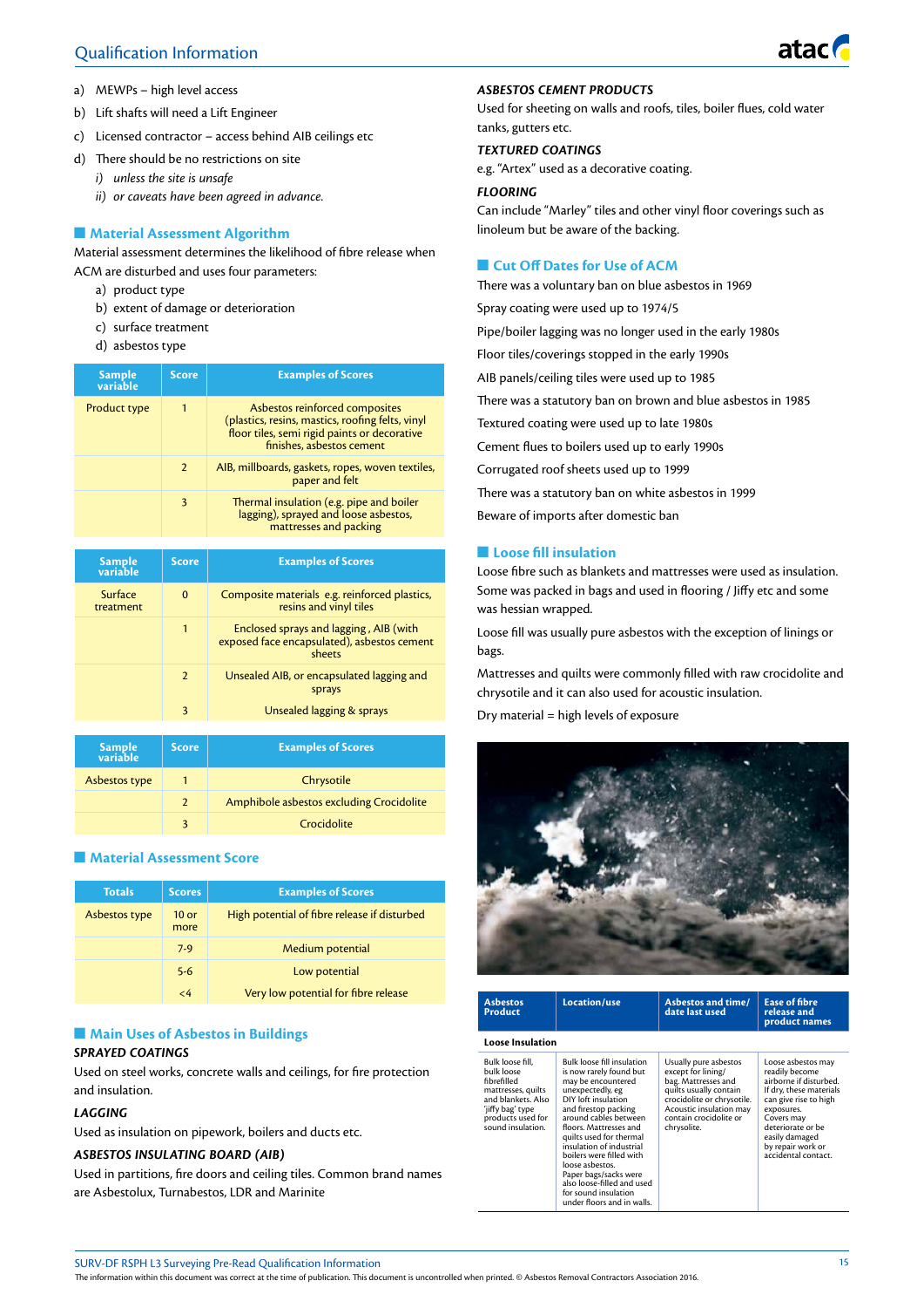a) MEWPs – high level access
b) Lift shafts will need a Lift Engineer
c) Licensed contractor – access behind AIB ceilings etc
d) There should be no restrictions on site
   i) *unless the site is unsafe*
   ii) *or caveats have been agreed in advance.*

## Material Assessment Algorithm

Material assessment determines the likelihood of fibre release when ACM are disturbed and uses four parameters:

a) product type
b) extent of damage or deterioration
c) surface treatment
d) asbestos type

| Sample variable | Score | Examples of Scores |
|---|---|---|
| Product type | 1 | Asbestos reinforced composites (plastics, resins, mastics, roofing felts, vinyl floor tiles, semi rigid paints or decorative finishes, asbestos cement |
| | 2 | AIB, millboards, gaskets, ropes, woven textiles, paper and felt |
| | 3 | Thermal insulation (e.g. pipe and boiler lagging), sprayed and loose asbestos, mattresses and packing |

| Sample variable | Score | Examples of Scores |
|---|---|---|
| Surface treatment | 0 | Composite materials e.g. reinforced plastics, resins and vinyl tiles |
| | 1 | Enclosed sprays and lagging , AIB (with exposed face encapsulated), asbestos cement sheets |
| | 2 | Unsealed AIB, or encapsulated lagging and sprays |
| | 3 | Unsealed lagging & sprays |

| Sample variable | Score | Examples of Scores |
|---|---|---|
| Asbestos type | 1 | Chrysotile |
| | 2 | Amphibole asbestos excluding Crocidolite |
| | 3 | Crocidolite |

## Material Assessment Score

| Totals | Scores | Examples of Scores |
|---|---|---|
| Asbestos type | 10 or more | High potential of fibre release if disturbed |
| | 7-9 | Medium potential |
| | 5-6 | Low potential |
| | <4 | Very low potential for fibre release |

## Main Uses of Asbestos in Buildings

***SPRAYED COATINGS***

Used on steel works, concrete walls and ceilings, for fire protection and insulation.

***LAGGING***

Used as insulation on pipework, boilers and ducts etc.

***ASBESTOS INSULATING BOARD (AIB)***

Used in partitions, fire doors and ceiling tiles. Common brand names are Asbestolux, Turnabestos, LDR and Marinite

***ASBESTOS CEMENT PRODUCTS***

Used for sheeting on walls and roofs, tiles, boiler flues, cold water tanks, gutters etc.

***TEXTURED COATINGS***

e.g. "Artex" used as a decorative coating.

***FLOORING***

Can include "Marley" tiles and other vinyl floor coverings such as linoleum but be aware of the backing.

## Cut Off Dates for Use of ACM

There was a voluntary ban on blue asbestos in 1969

Spray coating were used up to 1974/5

Pipe/boiler lagging was no longer used in the early 1980s

Floor tiles/coverings stopped in the early 1990s

AIB panels/ceiling tiles were used up to 1985

There was a statutory ban on brown and blue asbestos in 1985

Textured coating were used up to late 1980s

Cement flues to boilers used up to early 1990s

Corrugated roof sheets used up to 1999

There was a statutory ban on white asbestos in 1999

Beware of imports after domestic ban

## Loose fill insulation

Loose fibre such as blankets and mattresses were used as insulation. Some was packed in bags and used in flooring / Jiffy etc and some was hessian wrapped.

Loose fill was usually pure asbestos with the exception of linings or bags.

Mattresses and quilts were commonly filled with raw crocidolite and chrysotile and it can also used for acoustic insulation.

Dry material = high levels of exposure

| Asbestos Product | Location/use | Asbestos and time/ date last used | Ease of fibre release and product names |
|---|---|---|---|
| **Loose Insulation** | | | |
| Bulk loose fill, bulk loose fibrefilled mattresses, quilts and blankets. Also 'jiffy bag' type products used for sound insulation. | Bulk loose fill insulation is now rarely found but may be encountered unexpectedly, eg DIY loft insulation and firestop packing around cables between floors. Mattresses and quilts used for thermal insulation of industrial boilers were filled with loose asbestos. Paper bags/sacks were also loose-filled and used for sound insulation under floors and in walls. | Usually pure asbestos except for lining/ bag. Mattresses and quilts usually contain crocidolite or chrysotile. Acoustic insulation may contain crocidolite or chrysolite. | Loose asbestos may readily become airborne if disturbed. If dry, these materials can give rise to high exposures. Covers may deteriorate or be easily damaged by repair work or accidental contact. |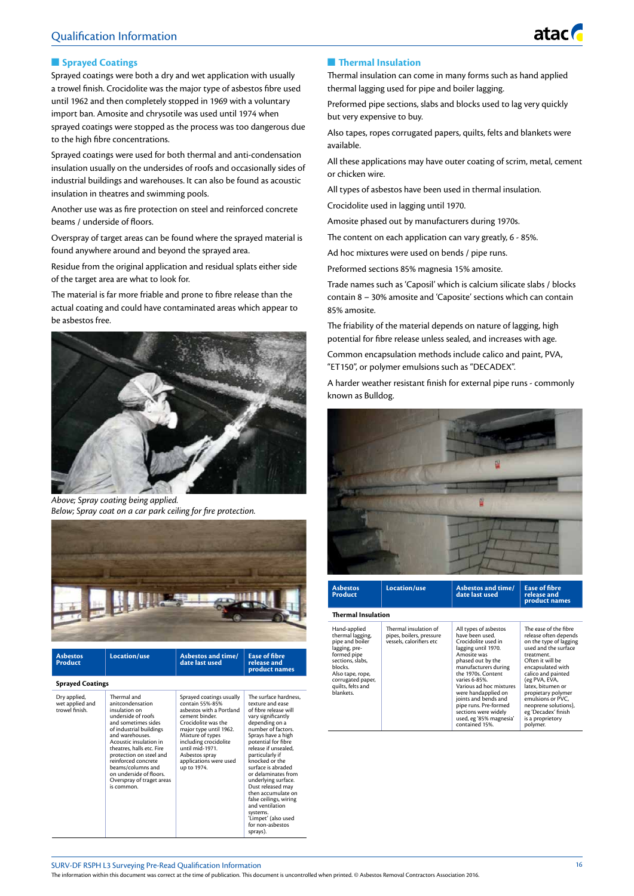## Sprayed Coatings

Sprayed coatings were both a dry and wet application with usually a trowel finish. Crocidolite was the major type of asbestos fibre used until 1962 and then completely stopped in 1969 with a voluntary import ban. Amosite and chrysotile was used until 1974 when sprayed coatings were stopped as the process was too dangerous due to the high fibre concentrations.

Sprayed coatings were used for both thermal and anti-condensation insulation usually on the undersides of roofs and occasionally sides of industrial buildings and warehouses. It can also be found as acoustic insulation in theatres and swimming pools.

Another use was as fire protection on steel and reinforced concrete beams / underside of floors.

Overspray of target areas can be found where the sprayed material is found anywhere around and beyond the sprayed area.

Residue from the original application and residual splats either side of the target area are what to look for.

The material is far more friable and prone to fibre release than the actual coating and could have contaminated areas which appear to be asbestos free.

*Above; Spray coating being applied.*
*Below; Spray coat on a car park ceiling for fire protection.*

| Asbestos Product | Location/use | Asbestos and time/ date last used | Ease of fibre release and product names |
|---|---|---|---|
| **Sprayed Coatings** | | | |
| Dry applied, wet applied and trowel finish. | Thermal and anitcondensation insulation on underside of roofs and sometimes sides of industrial buildings and warehouses. Acoustic insulation in theatres, halls etc. Fire protection on steel and reinforced concrete beams/columns and on underside of floors. Overspray of traget areas is common. | Sprayed coatings usually contain 55%-85% asbestos with a Portland cement binder. Crocidolite was the major type until 1962. Mixture of types including crocidolite until mid-1971. Asbestos spray applications were used up to 1974. | The surface hardness, texture and ease of fibre release will vary significantly depending on a number of factors. Sprays have a high potential for fibre release if unsealed, particularly if knocked or the surface is abraded or delaminates from underlying surface. Dust released may then accumulate on false ceilings, wiring and ventilation systems. 'Limpet' (also used for non-asbestos sprays). |

## Thermal Insulation

Thermal insulation can come in many forms such as hand applied thermal lagging used for pipe and boiler lagging.

Preformed pipe sections, slabs and blocks used to lag very quickly but very expensive to buy.

Also tapes, ropes corrugated papers, quilts, felts and blankets were available.

All these applications may have outer coating of scrim, metal, cement or chicken wire.

All types of asbestos have been used in thermal insulation.

Crocidolite used in lagging until 1970.

Amosite phased out by manufacturers during 1970s.

The content on each application can vary greatly, 6 - 85%.

Ad hoc mixtures were used on bends / pipe runs.

Preformed sections 85% magnesia 15% amosite.

Trade names such as 'Caposil' which is calcium silicate slabs / blocks contain 8 – 30% amosite and 'Caposite' sections which can contain 85% amosite.

The friability of the material depends on nature of lagging, high potential for fibre release unless sealed, and increases with age.

Common encapsulation methods include calico and paint, PVA, "ET150", or polymer emulsions such as "DECADEX".

A harder weather resistant finish for external pipe runs - commonly known as Bulldog.

| Asbestos Product | Location/use | Asbestos and time/ date last used | Ease of fibre release and product names |
|---|---|---|---|
| **Thermal Insulation** | | | |
| Hand-applied thermal lagging, pipe and boiler lagging, pre-formed pipe sections, slabs, blocks. Also tape, rope, corrugated paper, quilts, felts and blankets. | Thermal insulation of pipes, boilers, pressure vessels, calorifiers etc | All types of asbestos have been used. Crocidolite used in lagging until 1970. Amosite was phased out by the manufacturers during the 1970s. Content varies 6-85%. Various ad hoc mixtures were handapplied on joints and bends and pipe runs. Pre-formed sections were widely used, eg '85% magnesia' contained 15%. | The ease of the fibre release often depends on the type of lagging used and the surface treatment. Often it will be encapsulated with calico and painted (eg PVA, EVA, latex, bitumen or propietary polymer emulsions or PVC, neoprene solutions), eg 'Decadex' finish is a proprietory polymer. |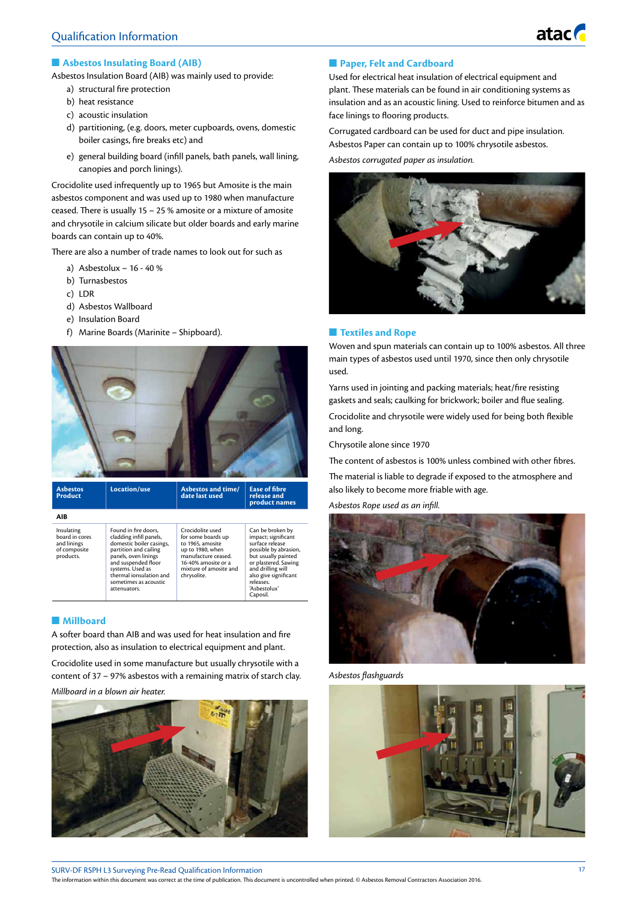## Asbestos Insulating Board (AIB)

Asbestos Insulation Board (AIB) was mainly used to provide:

a) structural fire protection
b) heat resistance
c) acoustic insulation
d) partitioning, (e.g. doors, meter cupboards, ovens, domestic boiler casings, fire breaks etc) and
e) general building board (infill panels, bath panels, wall lining, canopies and porch linings).

Crocidolite used infrequently up to 1965 but Amosite is the main asbestos component and was used up to 1980 when manufacture ceased. There is usually 15 – 25 % amosite or a mixture of amosite and chrysotile in calcium silicate but older boards and early marine boards can contain up to 40%.

There are also a number of trade names to look out for such as

a) Asbestolux – 16 - 40 %
b) Turnasbestos
c) LDR
d) Asbestos Wallboard
e) Insulation Board
f) Marine Boards (Marinite – Shipboard).

| Asbestos Product | Location/use | Asbestos and time/ date last used | Ease of fibre release and product names |
|---|---|---|---|
| **AIB** | | | |
| Insulating board in cores and linings of composite products. | Found in fire doors, cladding infill panels, domestic boiler casings, partition and cailing panels, oven linings and suspended floor systems. Used as thermal ionsulation and sometimes as acoustic attenuators. | Crocidolite used for some boards up to 1965, amosite up to 1980, when manufacture ceased. 16-40% amosite or a mixture of amosite and chrysolite. | Can be broken by impact; significant surface release possible by abrasion, but usually painted or plastered. Sawing and drilling will also give significant releases. 'Asbestolux' Caposil. |

## Millboard

A softer board than AIB and was used for heat insulation and fire protection, also as insulation to electrical equipment and plant.

Crocidolite used in some manufacture but usually chrysotile with a content of 37 – 97% asbestos with a remaining matrix of starch clay.

*Millboard in a blown air heater.*

## Paper, Felt and Cardboard

Used for electrical heat insulation of electrical equipment and plant. These materials can be found in air conditioning systems as insulation and as an acoustic lining. Used to reinforce bitumen and as face linings to flooring products.

Corrugated cardboard can be used for duct and pipe insulation. Asbestos Paper can contain up to 100% chrysotile asbestos.

*Asbestos corrugated paper as insulation.*

## Textiles and Rope

Woven and spun materials can contain up to 100% asbestos. All three main types of asbestos used until 1970, since then only chrysotile used.

Yarns used in jointing and packing materials; heat/fire resisting gaskets and seals; caulking for brickwork; boiler and flue sealing.

Crocidolite and chrysotile were widely used for being both flexible and long.

Chrysotile alone since 1970

The content of asbestos is 100% unless combined with other fibres.

The material is liable to degrade if exposed to the atmosphere and also likely to become more friable with age.

*Asbestos Rope used as an infill.*

*Asbestos flashguards*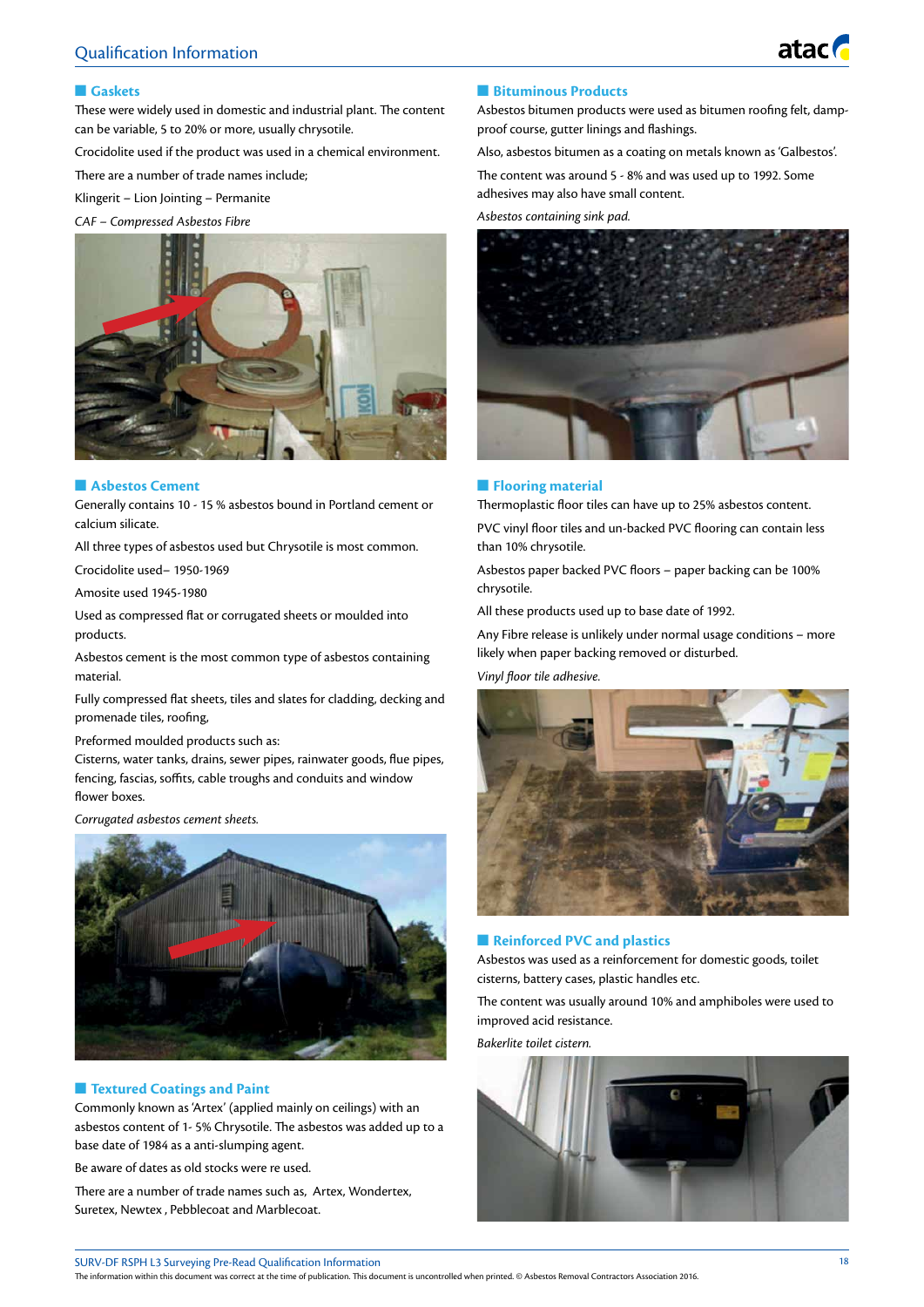## Gaskets

These were widely used in domestic and industrial plant. The content can be variable, 5 to 20% or more, usually chrysotile.

Crocidolite used if the product was used in a chemical environment.

There are a number of trade names include;

Klingerit – Lion Jointing – Permanite

*CAF – Compressed Asbestos Fibre*

## Asbestos Cement

Generally contains 10 - 15 % asbestos bound in Portland cement or calcium silicate.

All three types of asbestos used but Chrysotile is most common.

Crocidolite used– 1950-1969

Amosite used 1945-1980

Used as compressed flat or corrugated sheets or moulded into products.

Asbestos cement is the most common type of asbestos containing material.

Fully compressed flat sheets, tiles and slates for cladding, decking and promenade tiles, roofing,

Preformed moulded products such as:
Cisterns, water tanks, drains, sewer pipes, rainwater goods, flue pipes, fencing, fascias, soffits, cable troughs and conduits and window flower boxes.

*Corrugated asbestos cement sheets.*

## Textured Coatings and Paint

Commonly known as 'Artex' (applied mainly on ceilings) with an asbestos content of 1- 5% Chrysotile. The asbestos was added up to a base date of 1984 as a anti-slumping agent.

Be aware of dates as old stocks were re used.

There are a number of trade names such as, Artex, Wondertex, Suretex, Newtex , Pebblecoat and Marblecoat.

## Bituminous Products

Asbestos bitumen products were used as bitumen roofing felt, damp-proof course, gutter linings and flashings.

Also, asbestos bitumen as a coating on metals known as 'Galbestos'.

The content was around 5 - 8% and was used up to 1992. Some adhesives may also have small content.

*Asbestos containing sink pad.*

## Flooring material

Thermoplastic floor tiles can have up to 25% asbestos content.

PVC vinyl floor tiles and un-backed PVC flooring can contain less than 10% chrysotile.

Asbestos paper backed PVC floors – paper backing can be 100% chrysotile.

All these products used up to base date of 1992.

Any Fibre release is unlikely under normal usage conditions – more likely when paper backing removed or disturbed.

*Vinyl floor tile adhesive.*

## Reinforced PVC and plastics

Asbestos was used as a reinforcement for domestic goods, toilet cisterns, battery cases, plastic handles etc.

The content was usually around 10% and amphiboles were used to improved acid resistance.

*Bakerlite toilet cistern.*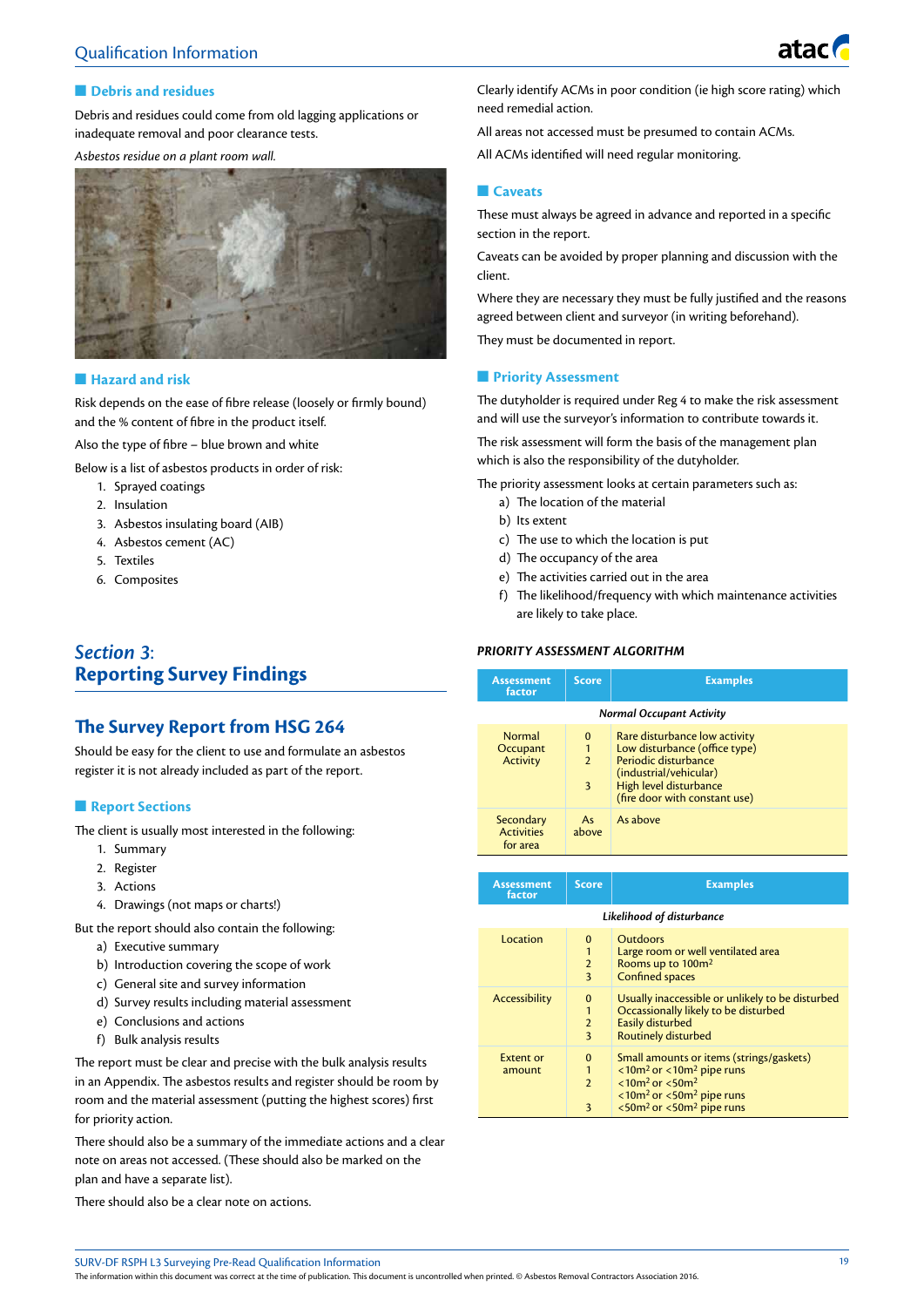## Debris and residues

Debris and residues could come from old lagging applications or inadequate removal and poor clearance tests.

*Asbestos residue on a plant room wall.*

## Hazard and risk

Risk depends on the ease of fibre release (loosely or firmly bound) and the % content of fibre in the product itself.

Also the type of fibre – blue brown and white

Below is a list of asbestos products in order of risk:

1. Sprayed coatings
2. Insulation
3. Asbestos insulating board (AIB)
4. Asbestos cement (AC)
5. Textiles
6. Composites

# *Section 3*: Reporting Survey Findings

## The Survey Report from HSG 264

Should be easy for the client to use and formulate an asbestos register it is not already included as part of the report.

### Report Sections

The client is usually most interested in the following:

1. Summary
2. Register
3. Actions
4. Drawings (not maps or charts!)

But the report should also contain the following:

a) Executive summary
b) Introduction covering the scope of work
c) General site and survey information
d) Survey results including material assessment
e) Conclusions and actions
f) Bulk analysis results

The report must be clear and precise with the bulk analysis results in an Appendix. The asbestos results and register should be room by room and the material assessment (putting the highest scores) first for priority action.

There should also be a summary of the immediate actions and a clear note on areas not accessed. (These should also be marked on the plan and have a separate list).

There should also be a clear note on actions.

Clearly identify ACMs in poor condition (ie high score rating) which need remedial action.

All areas not accessed must be presumed to contain ACMs.

All ACMs identified will need regular monitoring.

### Caveats

These must always be agreed in advance and reported in a specific section in the report.

Caveats can be avoided by proper planning and discussion with the client.

Where they are necessary they must be fully justified and the reasons agreed between client and surveyor (in writing beforehand).

They must be documented in report.

### Priority Assessment

The dutyholder is required under Reg 4 to make the risk assessment and will use the surveyor's information to contribute towards it.

The risk assessment will form the basis of the management plan which is also the responsibility of the dutyholder.

The priority assessment looks at certain parameters such as:

a) The location of the material
b) Its extent
c) The use to which the location is put
d) The occupancy of the area
e) The activities carried out in the area
f) The likelihood/frequency with which maintenance activities are likely to take place.

***PRIORITY ASSESSMENT ALGORITHM***

| Assessment factor | Score | Examples |
|---|---|---|
| | | *Normal Occupant Activity* |
| Normal Occupant Activity | 0<br>1<br>2<br><br>3 | Rare disturbance low activity<br>Low disturbance (office type)<br>Periodic disturbance (industrial/vehicular)<br>High level disturbance (fire door with constant use) |
| Secondary Activities for area | As above | As above |

| Assessment factor | Score | Examples |
|---|---|---|
| | | *Likelihood of disturbance* |
| Location | 0<br>1<br>2<br>3 | Outdoors<br>Large room or well ventilated area<br>Rooms up to 100m$^2$<br>Confined spaces |
| Accessibility | 0<br>1<br>2<br>3 | Usually inaccessible or unlikely to be disturbed<br>Occassionally likely to be disturbed<br>Easily disturbed<br>Routinely disturbed |
| Extent or amount | 0<br>1<br>2<br><br>3 | Small amounts or items (strings/gaskets)<br><10m$^2$ or <10m$^2$ pipe runs<br><10m$^2$ or <50m$^2$<br><10m$^2$ or <50m$^2$ pipe runs<br><50m$^2$ or <50m$^2$ pipe runs |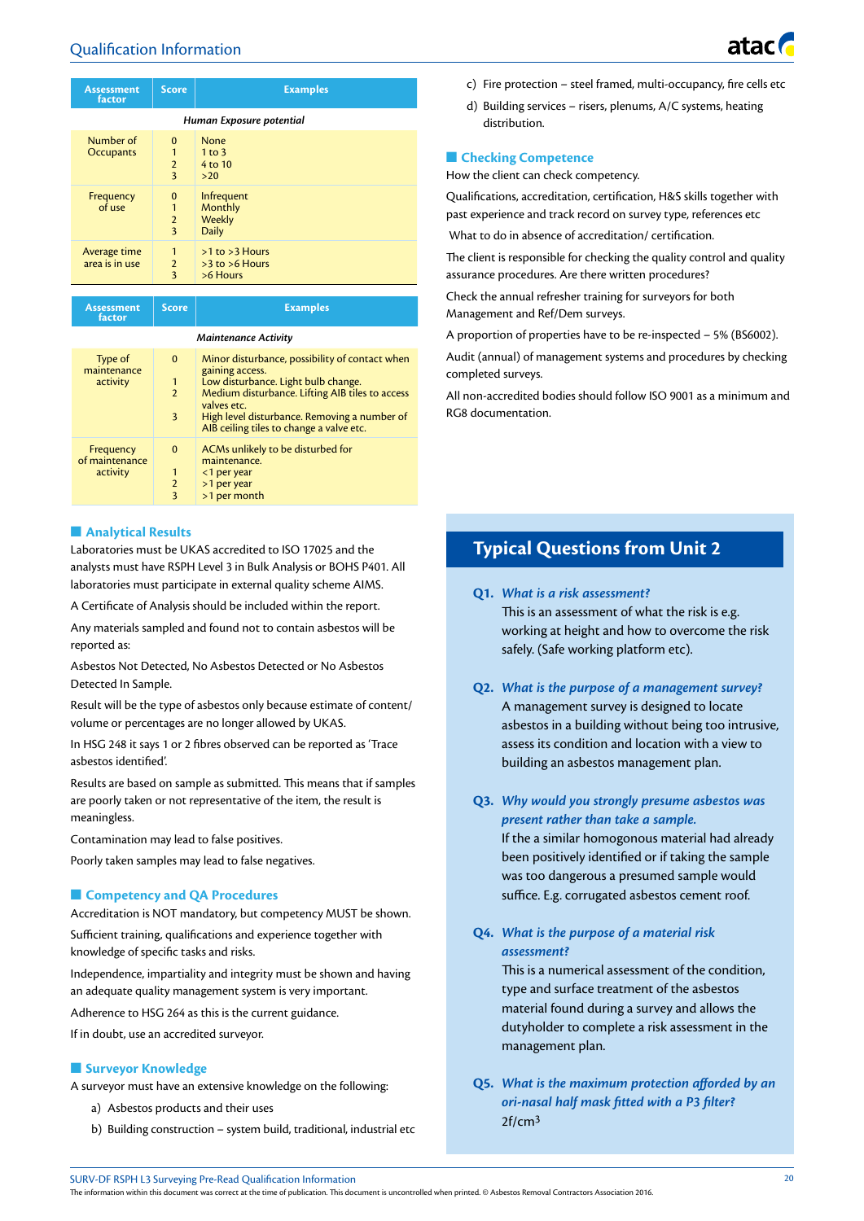| Assessment factor | Score | Examples |
|---|---|---|
| *Human Exposure potential* | | |
| Number of Occupants | 0<br>1<br>2<br>3 | None<br>1 to 3<br>4 to 10<br>>20 |
| Frequency of use | 0<br>1<br>2<br>3 | Infrequent<br>Monthly<br>Weekly<br>Daily |
| Average time area is in use | 1<br>2<br>3 | >1 to >3 Hours<br>>3 to >6 Hours<br>>6 Hours |

| Assessment factor | Score | Examples |
|---|---|---|
| *Maintenance Activity* | | |
| Type of maintenance activity | 0<br>1<br>2<br>3 | Minor disturbance, possibility of contact when gaining access.<br>Low disturbance. Light bulb change.<br>Medium disturbance. Lifting AIB tiles to access valves etc.<br>High level disturbance. Removing a number of AIB ceiling tiles to change a valve etc. |
| Frequency of maintenance activity | 0<br>1<br>2<br>3 | ACMs unlikely to be disturbed for maintenance.<br><1 per year<br>>1 per year<br>>1 per month |

## Analytical Results

Laboratories must be UKAS accredited to ISO 17025 and the analysts must have RSPH Level 3 in Bulk Analysis or BOHS P401. All laboratories must participate in external quality scheme AIMS.

A Certificate of Analysis should be included within the report.

Any materials sampled and found not to contain asbestos will be reported as:

Asbestos Not Detected, No Asbestos Detected or No Asbestos Detected In Sample.

Result will be the type of asbestos only because estimate of content/ volume or percentages are no longer allowed by UKAS.

In HSG 248 it says 1 or 2 fibres observed can be reported as 'Trace asbestos identified'.

Results are based on sample as submitted. This means that if samples are poorly taken or not representative of the item, the result is meaningless.

Contamination may lead to false positives.

Poorly taken samples may lead to false negatives.

## Competency and QA Procedures

Accreditation is NOT mandatory, but competency MUST be shown.

Sufficient training, qualifications and experience together with knowledge of specific tasks and risks.

Independence, impartiality and integrity must be shown and having an adequate quality management system is very important.

Adherence to HSG 264 as this is the current guidance.

If in doubt, use an accredited surveyor.

## Surveyor Knowledge

A surveyor must have an extensive knowledge on the following:

a) Asbestos products and their uses
b) Building construction – system build, traditional, industrial etc
c) Fire protection – steel framed, multi-occupancy, fire cells etc
d) Building services – risers, plenums, A/C systems, heating distribution.

## Checking Competence

How the client can check competency.

Qualifications, accreditation, certification, H&S skills together with past experience and track record on survey type, references etc

What to do in absence of accreditation/ certification.

The client is responsible for checking the quality control and quality assurance procedures. Are there written procedures?

Check the annual refresher training for surveyors for both Management and Ref/Dem surveys.

A proportion of properties have to be re-inspected – 5% (BS6002).

Audit (annual) of management systems and procedures by checking completed surveys.

All non-accredited bodies should follow ISO 9001 as a minimum and RG8 documentation.

## Typical Questions from Unit 2

**Q1.** ***What is a risk assessment?***
This is an assessment of what the risk is e.g. working at height and how to overcome the risk safely. (Safe working platform etc).

**Q2.** ***What is the purpose of a management survey?***
A management survey is designed to locate asbestos in a building without being too intrusive, assess its condition and location with a view to building an asbestos management plan.

**Q3.** ***Why would you strongly presume asbestos was present rather than take a sample.***
If the a similar homogonous material had already been positively identified or if taking the sample was too dangerous a presumed sample would suffice. E.g. corrugated asbestos cement roof.

**Q4.** ***What is the purpose of a material risk assessment?***
This is a numerical assessment of the condition, type and surface treatment of the asbestos material found during a survey and allows the dutyholder to complete a risk assessment in the management plan.

**Q5.** ***What is the maximum protection afforded by an ori-nasal half mask fitted with a P3 filter?***
2f/cm$^3$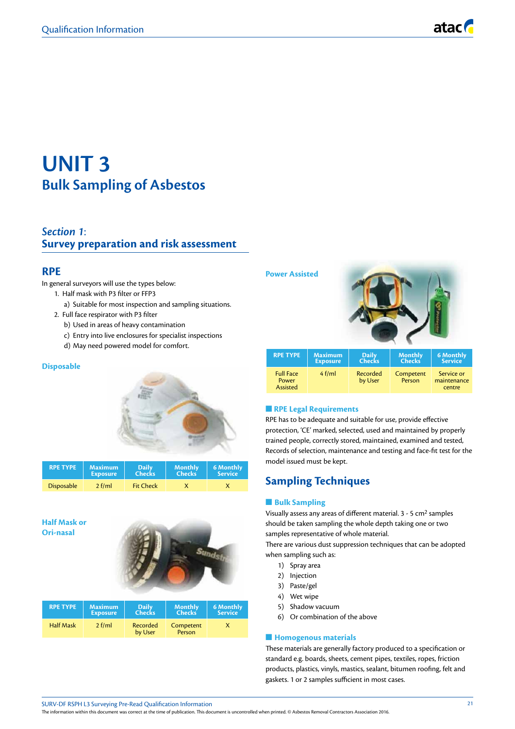# UNIT 3

## Bulk Sampling of Asbestos

### *Section 1*: Survey preparation and risk assessment

## RPE

In general surveyors will use the types below:

1. Half mask with P3 filter or FFP3
   a) Suitable for most inspection and sampling situations.
2. Full face respirator with P3 filter
   b) Used in areas of heavy contamination
   c) Entry into live enclosures for specialist inspections
   d) May need powered model for comfort.

**Disposable**

| RPE TYPE | Maximum Exposure | Daily Checks | Monthly Checks | 6 Monthly Service |
|---|---|---|---|---|
| Disposable | 2 f/ml | Fit Check | X | X |

**Half Mask or Ori-nasal**

| RPE TYPE | Maximum Exposure | Daily Checks | Monthly Checks | 6 Monthly Service |
|---|---|---|---|---|
| Half Mask | 2 f/ml | Recorded by User | Competent Person | X |

**Power Assisted**

| RPE TYPE | Maximum Exposure | Daily Checks | Monthly Checks | 6 Monthly Service |
|---|---|---|---|---|
| Full Face Power Assisted | 4 f/ml | Recorded by User | Competent Person | Service or maintenance centre |

### RPE Legal Requirements

RPE has to be adequate and suitable for use, provide effective protection, 'CE' marked, selected, used and maintained by properly trained people, correctly stored, maintained, examined and tested, Records of selection, maintenance and testing and face-fit test for the model issued must be kept.

## Sampling Techniques

### Bulk Sampling

Visually assess any areas of different material. 3 - 5 cm$^2$ samples should be taken sampling the whole depth taking one or two samples representative of whole material.

There are various dust suppression techniques that can be adopted when sampling such as:

1) Spray area
2) Injection
3) Paste/gel
4) Wet wipe
5) Shadow vacuum
6) Or combination of the above

### Homogenous materials

These materials are generally factory produced to a specification or standard e.g. boards, sheets, cement pipes, textiles, ropes, friction products, plastics, vinyls, mastics, sealant, bitumen roofing, felt and gaskets. 1 or 2 samples sufficient in most cases.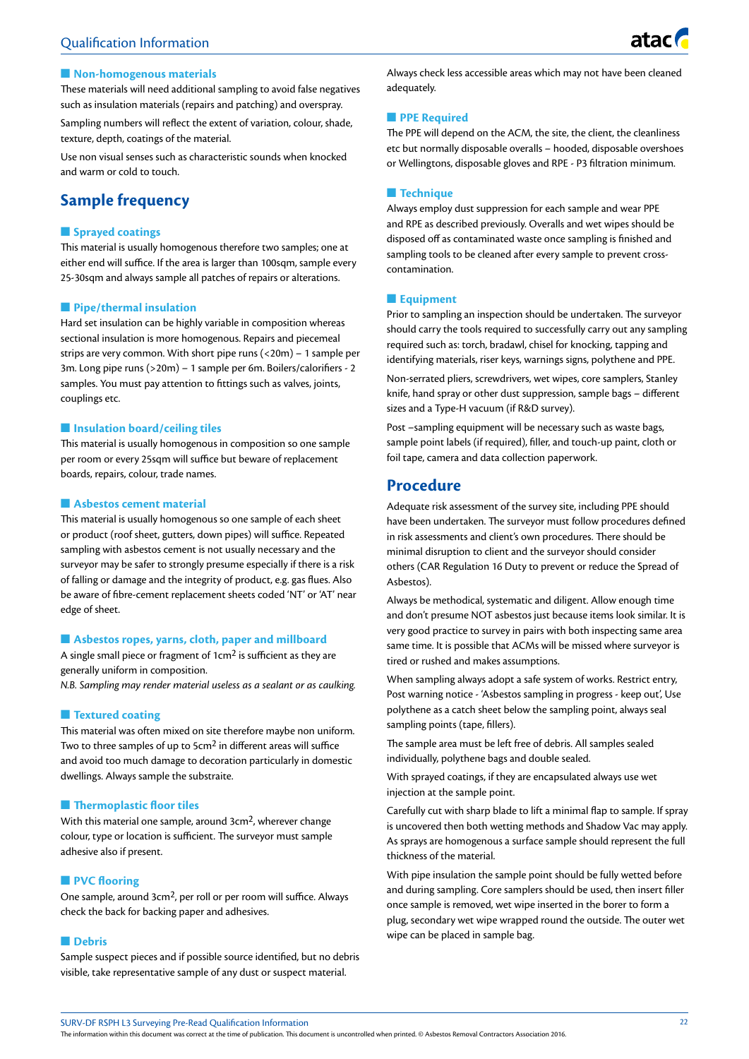### Non-homogenous materials

These materials will need additional sampling to avoid false negatives such as insulation materials (repairs and patching) and overspray.

Sampling numbers will reflect the extent of variation, colour, shade, texture, depth, coatings of the material.

Use non visual senses such as characteristic sounds when knocked and warm or cold to touch.

## Sample frequency

### Sprayed coatings

This material is usually homogenous therefore two samples; one at either end will suffice. If the area is larger than 100sqm, sample every 25-30sqm and always sample all patches of repairs or alterations.

### Pipe/thermal insulation

Hard set insulation can be highly variable in composition whereas sectional insulation is more homogenous. Repairs and piecemeal strips are very common. With short pipe runs (<20m) – 1 sample per 3m. Long pipe runs (>20m) – 1 sample per 6m. Boilers/calorifiers - 2 samples. You must pay attention to fittings such as valves, joints, couplings etc.

### Insulation board/ceiling tiles

This material is usually homogenous in composition so one sample per room or every 25sqm will suffice but beware of replacement boards, repairs, colour, trade names.

### Asbestos cement material

This material is usually homogenous so one sample of each sheet or product (roof sheet, gutters, down pipes) will suffice. Repeated sampling with asbestos cement is not usually necessary and the surveyor may be safer to strongly presume especially if there is a risk of falling or damage and the integrity of product, e.g. gas flues. Also be aware of fibre-cement replacement sheets coded 'NT' or 'AT' near edge of sheet.

### Asbestos ropes, yarns, cloth, paper and millboard

A single small piece or fragment of 1cm$^2$ is sufficient as they are generally uniform in composition.

*N.B. Sampling may render material useless as a sealant or as caulking.*

### Textured coating

This material was often mixed on site therefore maybe non uniform. Two to three samples of up to 5cm$^2$ in different areas will suffice and avoid too much damage to decoration particularly in domestic dwellings. Always sample the substraite.

### Thermoplastic floor tiles

With this material one sample, around 3cm$^2$, wherever change colour, type or location is sufficient. The surveyor must sample adhesive also if present.

### PVC flooring

One sample, around 3cm$^2$, per roll or per room will suffice. Always check the back for backing paper and adhesives.

### Debris

Sample suspect pieces and if possible source identified, but no debris visible, take representative sample of any dust or suspect material.

Always check less accessible areas which may not have been cleaned adequately.

### PPE Required

The PPE will depend on the ACM, the site, the client, the cleanliness etc but normally disposable overalls – hooded, disposable overshoes or Wellingtons, disposable gloves and RPE - P3 filtration minimum.

### Technique

Always employ dust suppression for each sample and wear PPE and RPE as described previously. Overalls and wet wipes should be disposed off as contaminated waste once sampling is finished and sampling tools to be cleaned after every sample to prevent cross-contamination.

### Equipment

Prior to sampling an inspection should be undertaken. The surveyor should carry the tools required to successfully carry out any sampling required such as: torch, bradawl, chisel for knocking, tapping and identifying materials, riser keys, warnings signs, polythene and PPE.

Non-serrated pliers, screwdrivers, wet wipes, core samplers, Stanley knife, hand spray or other dust suppression, sample bags – different sizes and a Type-H vacuum (if R&D survey).

Post –sampling equipment will be necessary such as waste bags, sample point labels (if required), filler, and touch-up paint, cloth or foil tape, camera and data collection paperwork.

## Procedure

Adequate risk assessment of the survey site, including PPE should have been undertaken. The surveyor must follow procedures defined in risk assessments and client's own procedures. There should be minimal disruption to client and the surveyor should consider others (CAR Regulation 16 Duty to prevent or reduce the Spread of Asbestos).

Always be methodical, systematic and diligent. Allow enough time and don't presume NOT asbestos just because items look similar. It is very good practice to survey in pairs with both inspecting same area same time. It is possible that ACMs will be missed where surveyor is tired or rushed and makes assumptions.

When sampling always adopt a safe system of works. Restrict entry, Post warning notice - 'Asbestos sampling in progress - keep out', Use polythene as a catch sheet below the sampling point, always seal sampling points (tape, fillers).

The sample area must be left free of debris. All samples sealed individually, polythene bags and double sealed.

With sprayed coatings, if they are encapsulated always use wet injection at the sample point.

Carefully cut with sharp blade to lift a minimal flap to sample. If spray is uncovered then both wetting methods and Shadow Vac may apply. As sprays are homogenous a surface sample should represent the full thickness of the material.

With pipe insulation the sample point should be fully wetted before and during sampling. Core samplers should be used, then insert filler once sample is removed, wet wipe inserted in the borer to form a plug, secondary wet wipe wrapped round the outside. The outer wet wipe can be placed in sample bag.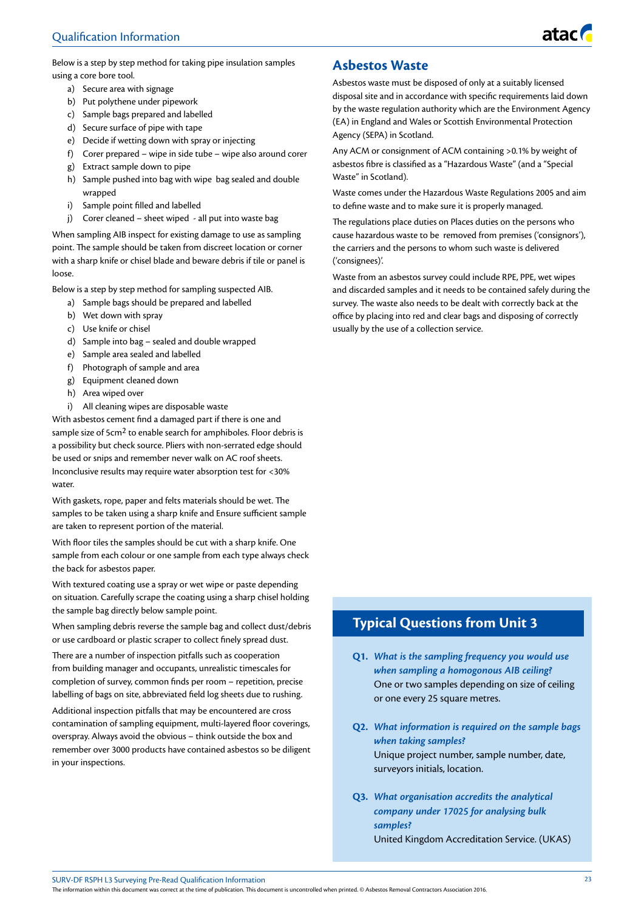Below is a step by step method for taking pipe insulation samples using a core bore tool.

a) Secure area with signage
b) Put polythene under pipework
c) Sample bags prepared and labelled
d) Secure surface of pipe with tape
e) Decide if wetting down with spray or injecting
f) Corer prepared – wipe in side tube – wipe also around corer
g) Extract sample down to pipe
h) Sample pushed into bag with wipe bag sealed and double wrapped
i) Sample point filled and labelled
j) Corer cleaned – sheet wiped - all put into waste bag

When sampling AIB inspect for existing damage to use as sampling point. The sample should be taken from discreet location or corner with a sharp knife or chisel blade and beware debris if tile or panel is loose.

Below is a step by step method for sampling suspected AIB.

a) Sample bags should be prepared and labelled
b) Wet down with spray
c) Use knife or chisel
d) Sample into bag – sealed and double wrapped
e) Sample area sealed and labelled
f) Photograph of sample and area
g) Equipment cleaned down
h) Area wiped over
i) All cleaning wipes are disposable waste

With asbestos cement find a damaged part if there is one and sample size of 5cm$^2$ to enable search for amphiboles. Floor debris is a possibility but check source. Pliers with non-serrated edge should be used or snips and remember never walk on AC roof sheets. Inconclusive results may require water absorption test for <30% water.

With gaskets, rope, paper and felts materials should be wet. The samples to be taken using a sharp knife and Ensure sufficient sample are taken to represent portion of the material.

With floor tiles the samples should be cut with a sharp knife. One sample from each colour or one sample from each type always check the back for asbestos paper.

With textured coating use a spray or wet wipe or paste depending on situation. Carefully scrape the coating using a sharp chisel holding the sample bag directly below sample point.

When sampling debris reverse the sample bag and collect dust/debris or use cardboard or plastic scraper to collect finely spread dust.

There are a number of inspection pitfalls such as cooperation from building manager and occupants, unrealistic timescales for completion of survey, common finds per room – repetition, precise labelling of bags on site, abbreviated field log sheets due to rushing.

Additional inspection pitfalls that may be encountered are cross contamination of sampling equipment, multi-layered floor coverings, overspray. Always avoid the obvious – think outside the box and remember over 3000 products have contained asbestos so be diligent in your inspections.

## Asbestos Waste

Asbestos waste must be disposed of only at a suitably licensed disposal site and in accordance with specific requirements laid down by the waste regulation authority which are the Environment Agency (EA) in England and Wales or Scottish Environmental Protection Agency (SEPA) in Scotland.

Any ACM or consignment of ACM containing >0.1% by weight of asbestos fibre is classified as a "Hazardous Waste" (and a "Special Waste" in Scotland).

Waste comes under the Hazardous Waste Regulations 2005 and aim to define waste and to make sure it is properly managed.

The regulations place duties on Places duties on the persons who cause hazardous waste to be removed from premises ('consignors'), the carriers and the persons to whom such waste is delivered ('consignees)'.

Waste from an asbestos survey could include RPE, PPE, wet wipes and discarded samples and it needs to be contained safely during the survey. The waste also needs to be dealt with correctly back at the office by placing into red and clear bags and disposing of correctly usually by the use of a collection service.

## Typical Questions from Unit 3

**Q1.** ***What is the sampling frequency you would use when sampling a homogonous AIB ceiling?***
One or two samples depending on size of ceiling or one every 25 square metres.

**Q2.** ***What information is required on the sample bags when taking samples?***
Unique project number, sample number, date, surveyors initials, location.

**Q3.** ***What organisation accredits the analytical company under 17025 for analysing bulk samples?***
United Kingdom Accreditation Service. (UKAS)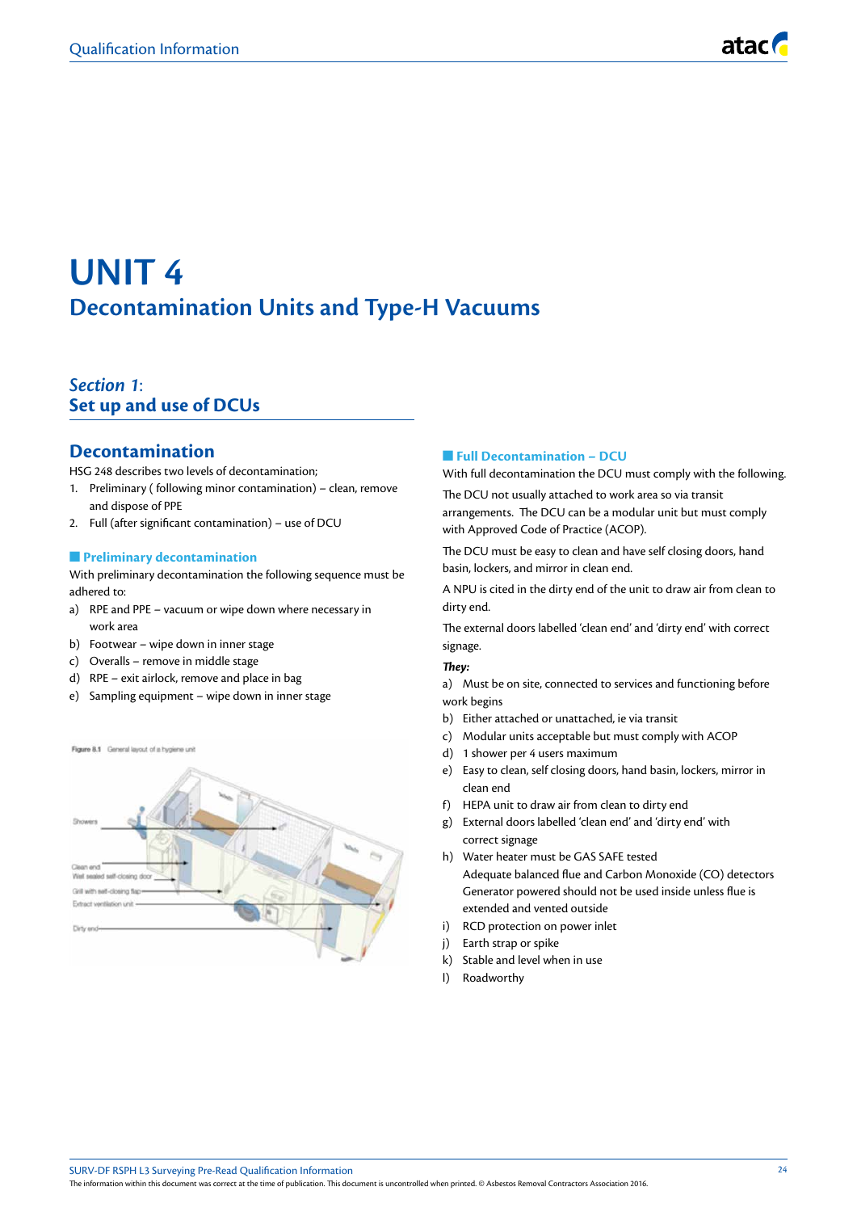# UNIT 4

## Decontamination Units and Type-H Vacuums

### *Section 1*: Set up and use of DCUs

### Decontamination

HSG 248 describes two levels of decontamination;

1. Preliminary ( following minor contamination) – clean, remove and dispose of PPE
2. Full (after significant contamination) – use of DCU

#### Preliminary decontamination

With preliminary decontamination the following sequence must be adhered to:

a) RPE and PPE – vacuum or wipe down where necessary in work area
b) Footwear – wipe down in inner stage
c) Overalls – remove in middle stage
d) RPE – exit airlock, remove and place in bag
e) Sampling equipment – wipe down in inner stage

Figure 8.1 General layout of a hygiene unit

Showers

Clean end
Wall sealed self-closing door

Grill with self-closing flap

Extract ventilation unit

Dirty end

#### Full Decontamination – DCU

With full decontamination the DCU must comply with the following.

The DCU not usually attached to work area so via transit arrangements. The DCU can be a modular unit but must comply with Approved Code of Practice (ACOP).

The DCU must be easy to clean and have self closing doors, hand basin, lockers, and mirror in clean end.

A NPU is cited in the dirty end of the unit to draw air from clean to dirty end.

The external doors labelled 'clean end' and 'dirty end' with correct signage.

***They:***

a) Must be on site, connected to services and functioning before work begins
b) Either attached or unattached, ie via transit
c) Modular units acceptable but must comply with ACOP
d) 1 shower per 4 users maximum
e) Easy to clean, self closing doors, hand basin, lockers, mirror in clean end
f) HEPA unit to draw air from clean to dirty end
g) External doors labelled 'clean end' and 'dirty end' with correct signage
h) Water heater must be GAS SAFE tested
   Adequate balanced flue and Carbon Monoxide (CO) detectors
   Generator powered should not be used inside unless flue is extended and vented outside
i) RCD protection on power inlet
j) Earth strap or spike
k) Stable and level when in use
l) Roadworthy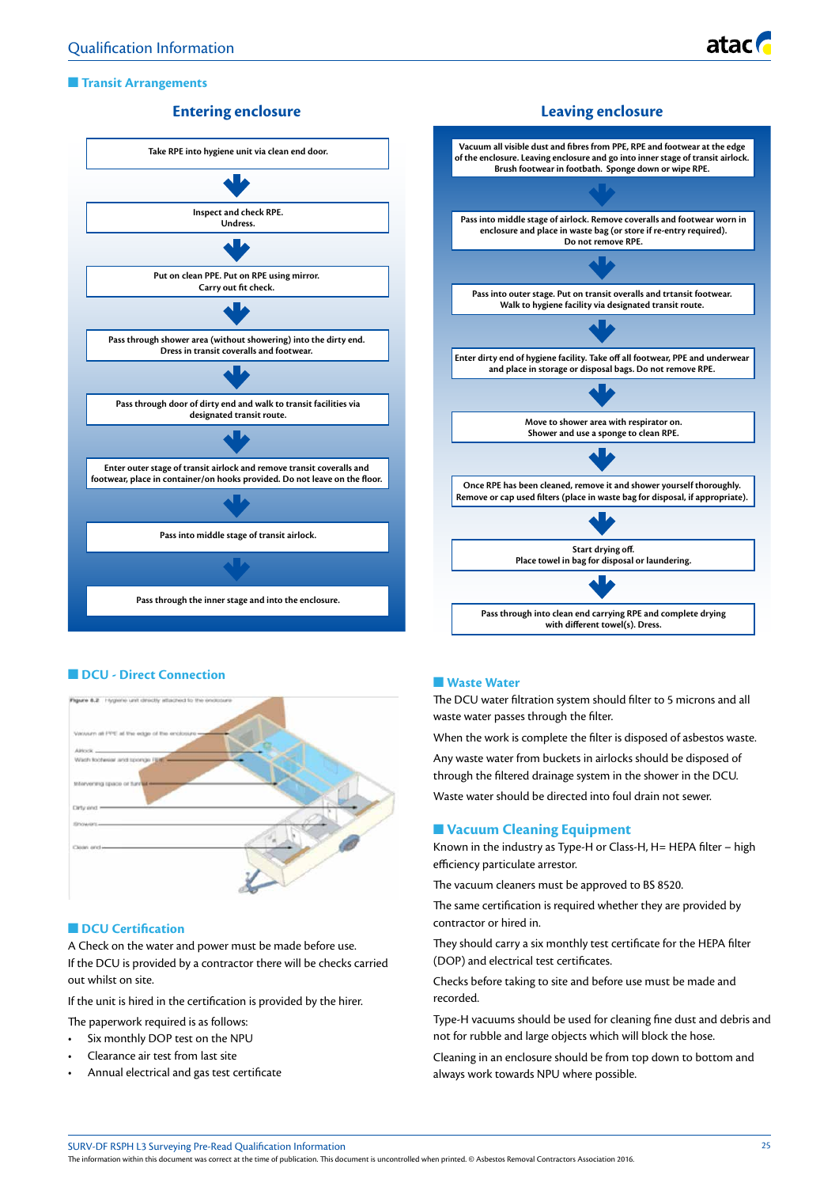## Transit Arrangements

### Entering enclosure

1. Take RPE into hygiene unit via clean end door.
2. Inspect and check RPE. Undress.
3. Put on clean PPE. Put on RPE using mirror. Carry out fit check.
4. Pass through shower area (without showering) into the dirty end. Dress in transit coveralls and footwear.
5. Pass through door of dirty end and walk to transit facilities via designated transit route.
6. Enter outer stage of transit airlock and remove transit coveralls and footwear, place in container/on hooks provided. Do not leave on the floor.
7. Pass into middle stage of transit airlock.
8. Pass through the inner stage and into the enclosure.

### Leaving enclosure

1. Vacuum all visible dust and fibres from PPE, RPE and footwear at the edge of the enclosure. Leaving enclosure and go into inner stage of transit airlock. Brush footwear in footbath. Sponge down or wipe RPE.
2. Pass into middle stage of airlock. Remove coveralls and footwear worn in enclosure and place in waste bag (or store if re-entry required). Do not remove RPE.
3. Pass into outer stage. Put on transit overalls and trtansit footwear. Walk to hygiene facility via designated transit route.
4. Enter dirty end of hygiene facility. Take off all footwear, PPE and underwear and place in storage or disposal bags. Do not remove RPE.
5. Move to shower area with respirator on. Shower and use a sponge to clean RPE.
6. Once RPE has been cleaned, remove it and shower yourself thoroughly. Remove or cap used filters (place in waste bag for disposal, if appropriate).
7. Start drying off. Place towel in bag for disposal or laundering.
8. Pass through into clean end carrying RPE and complete drying with different towel(s). Dress.

## DCU - Direct Connection

Figure 8.2 Hygiene unit directly attached to the enclosure

Vacuum all PPE at the edge of the enclosure — Airlock — Wash footwear and sponge RPE — Intervening space or tunnel — Dirty end — Showers — Clean end

## DCU Certification

A Check on the water and power must be made before use.

If the DCU is provided by a contractor there will be checks carried out whilst on site.

If the unit is hired in the certification is provided by the hirer.

The paperwork required is as follows:

- Six monthly DOP test on the NPU
- Clearance air test from last site
- Annual electrical and gas test certificate

## Waste Water

The DCU water filtration system should filter to 5 microns and all waste water passes through the filter.

When the work is complete the filter is disposed of asbestos waste.

Any waste water from buckets in airlocks should be disposed of through the filtered drainage system in the shower in the DCU.

Waste water should be directed into foul drain not sewer.

## Vacuum Cleaning Equipment

Known in the industry as Type-H or Class-H, H= HEPA filter – high efficiency particulate arrestor.

The vacuum cleaners must be approved to BS 8520.

The same certification is required whether they are provided by contractor or hired in.

They should carry a six monthly test certificate for the HEPA filter (DOP) and electrical test certificates.

Checks before taking to site and before use must be made and recorded.

Type-H vacuums should be used for cleaning fine dust and debris and not for rubble and large objects which will block the hose.

Cleaning in an enclosure should be from top down to bottom and always work towards NPU where possible.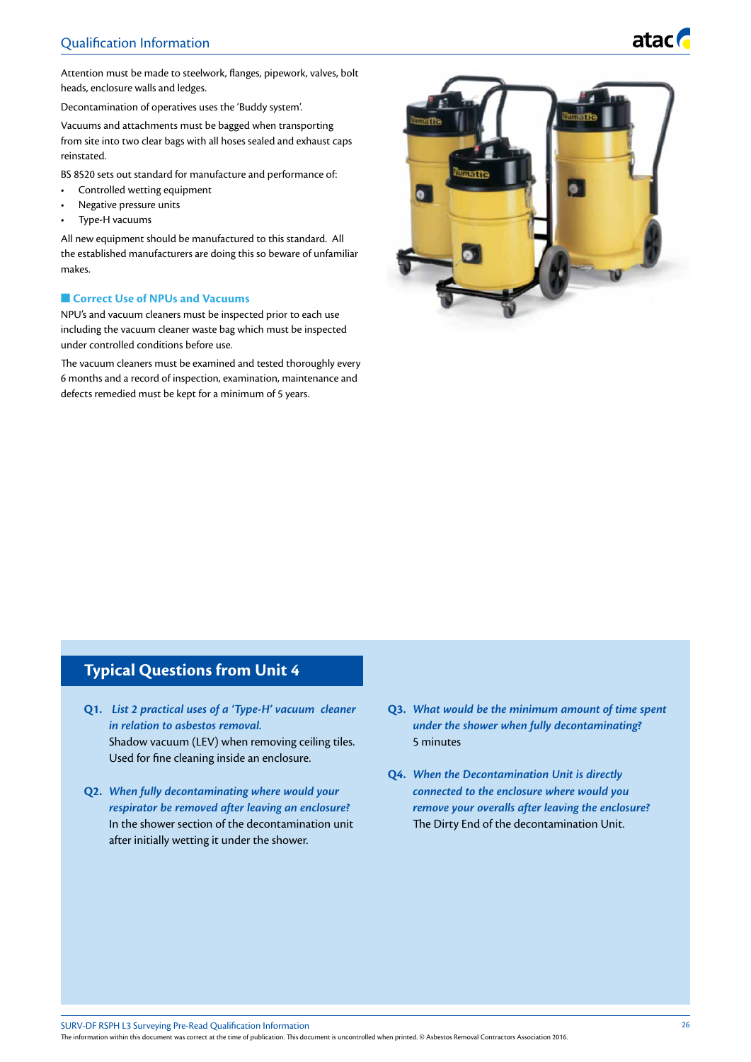Attention must be made to steelwork, flanges, pipework, valves, bolt heads, enclosure walls and ledges.

Decontamination of operatives uses the 'Buddy system'.

Vacuums and attachments must be bagged when transporting from site into two clear bags with all hoses sealed and exhaust caps reinstated.

BS 8520 sets out standard for manufacture and performance of:

- Controlled wetting equipment
- Negative pressure units
- Type-H vacuums

All new equipment should be manufactured to this standard. All the established manufacturers are doing this so beware of unfamiliar makes.

### Correct Use of NPUs and Vacuums

NPU's and vacuum cleaners must be inspected prior to each use including the vacuum cleaner waste bag which must be inspected under controlled conditions before use.

The vacuum cleaners must be examined and tested thoroughly every 6 months and a record of inspection, examination, maintenance and defects remedied must be kept for a minimum of 5 years.

## Typical Questions from Unit 4

**Q1.** ***List 2 practical uses of a 'Type-H' vacuum cleaner in relation to asbestos removal.***
Shadow vacuum (LEV) when removing ceiling tiles.
Used for fine cleaning inside an enclosure.

**Q2.** ***When fully decontaminating where would your respirator be removed after leaving an enclosure?***
In the shower section of the decontamination unit after initially wetting it under the shower.

**Q3.** ***What would be the minimum amount of time spent under the shower when fully decontaminating?***
5 minutes

**Q4.** ***When the Decontamination Unit is directly connected to the enclosure where would you remove your overalls after leaving the enclosure?***
The Dirty End of the decontamination Unit.